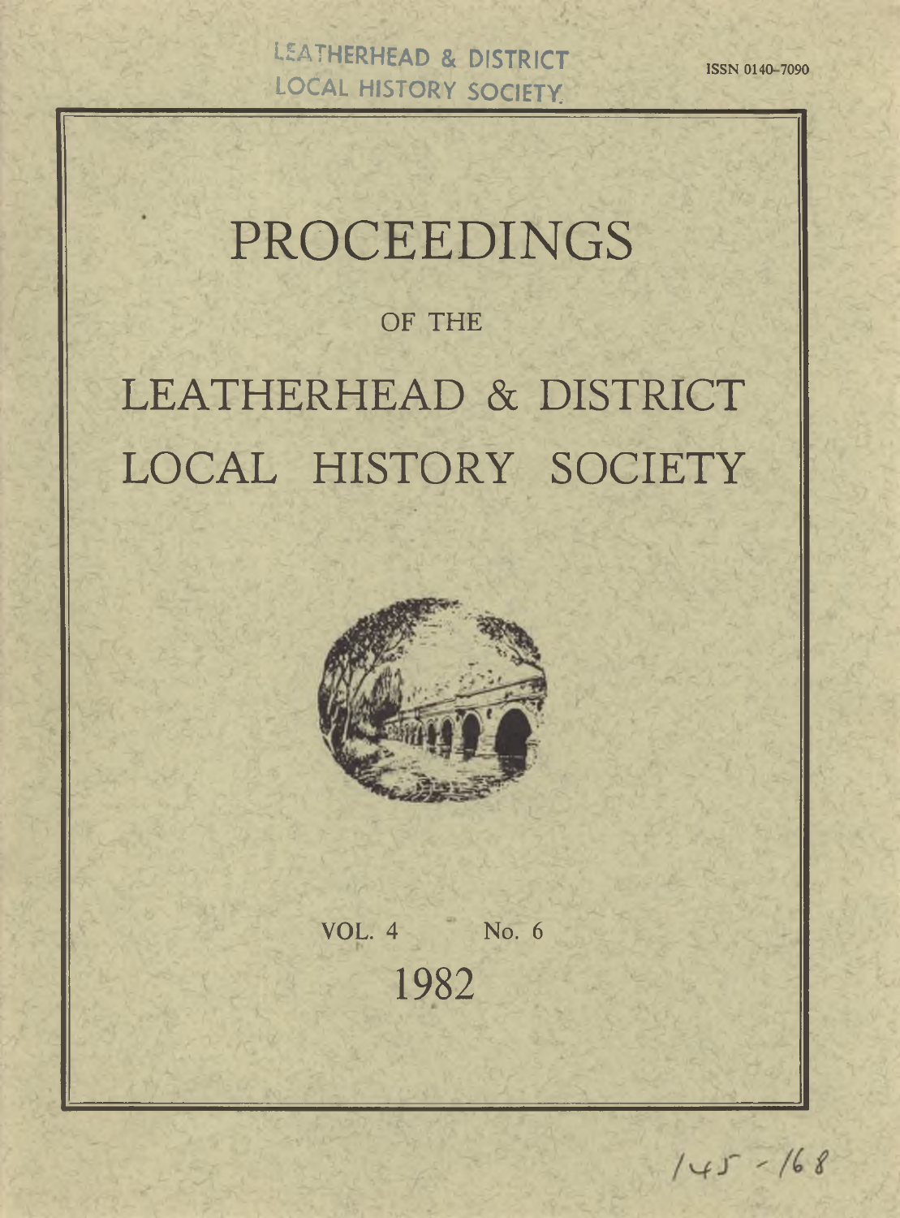LEATHERHEAD & DISTRICT LOCAL HISTORY SOCIETY

ISSN 0140-7090

# PROCEEDINGS

OF THE

# LEATHERHEAD & DISTRICT LOCAL HISTORY SOCIETY

VOL. 4 No. 6

1982

145 - 168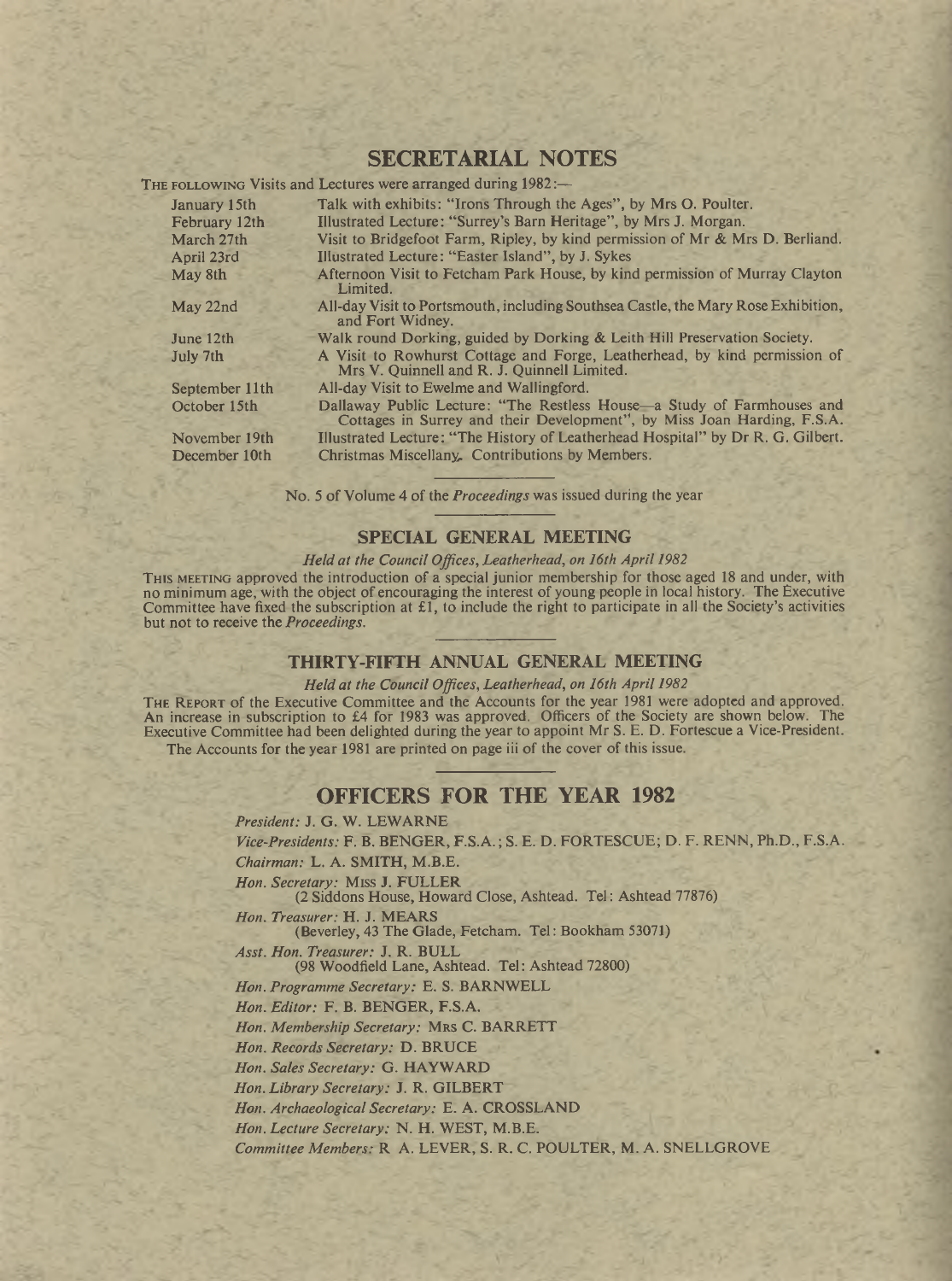# SECRETARIAL NOTES

THE FOLLOWING Visits and Lectures were arranged during 1982:—

| | |
|---|---|
| January 15th | Talk with exhibits: "Irons Through the Ages", by Mrs O. Poulter. |
| February 12th | Illustrated Lecture: "Surrey's Barn Heritage", by Mrs J. Morgan. |
| March 27th | Visit to Bridgefoot Farm, Ripley, by kind permission of Mr & Mrs D. Berliand. |
| April 23rd | Illustrated Lecture: "Easter Island", by J. Sykes |
| May 8th | Afternoon Visit to Fetcham Park House, by kind permission of Murray Clayton Limited. |
| May 22nd | All-day Visit to Portsmouth, including Southsea Castle, the Mary Rose Exhibition, and Fort Widney. |
| June 12th | Walk round Dorking, guided by Dorking & Leith Hill Preservation Society. |
| July 7th | A Visit to Rowhurst Cottage and Forge, Leatherhead, by kind permission of Mrs V. Quinnell and R. J. Quinnell Limited. |
| September 11th | All-day Visit to Ewelme and Wallingford. |
| October 15th | Dallaway Public Lecture: "The Restless House—a Study of Farmhouses and Cottages in Surrey and their Development", by Miss Joan Harding, F.S.A. |
| November 19th | Illustrated Lecture: "The History of Leatherhead Hospital" by Dr R. G. Gilbert. |
| December 10th | Christmas Miscellany. Contributions by Members. |

No. 5 of Volume 4 of the *Proceedings* was issued during the year

## SPECIAL GENERAL MEETING

*Held at the Council Offices, Leatherhead, on 16th April 1982*

THIS MEETING approved the introduction of a special junior membership for those aged 18 and under, with no minimum age, with the object of encouraging the interest of young people in local history. The Executive Committee have fixed the subscription at £1, to include the right to participate in all the Society's activities but not to receive the *Proceedings*.

## THIRTY-FIFTH ANNUAL GENERAL MEETING

*Held at the Council Offices, Leatherhead, on 16th April 1982*

THE REPORT of the Executive Committee and the Accounts for the year 1981 were adopted and approved. An increase in subscription to £4 for 1983 was approved. Officers of the Society are shown below. The Executive Committee had been delighted during the year to appoint Mr S. E. D. Fortescue a Vice-President.

The Accounts for the year 1981 are printed on page iii of the cover of this issue.

# OFFICERS FOR THE YEAR 1982

*President:* J. G. W. LEWARNE

*Vice-Presidents:* F. B. BENGER, F.S.A.; S. E. D. FORTESCUE; D. F. RENN, Ph.D., F.S.A.

*Chairman:* L. A. SMITH, M.B.E.

*Hon. Secretary:* MISS J. FULLER
(2 Siddons House, Howard Close, Ashtead. Tel: Ashtead 77876)

*Hon. Treasurer:* H. J. MEARS
(Beverley, 43 The Glade, Fetcham. Tel: Bookham 53071)

*Asst. Hon. Treasurer:* J. R. BULL
(98 Woodfield Lane, Ashtead. Tel: Ashtead 72800)

*Hon. Programme Secretary:* E. S. BARNWELL

*Hon. Editor:* F. B. BENGER, F.S.A.

*Hon. Membership Secretary:* MRS C. BARRETT

*Hon. Records Secretary:* D. BRUCE

*Hon. Sales Secretary:* G. HAYWARD

*Hon. Library Secretary:* J. R. GILBERT

*Hon. Archaeological Secretary:* E. A. CROSSLAND

*Hon. Lecture Secretary:* N. H. WEST, M.B.E.

*Committee Members:* R. A. LEVER, S. R. C. POULTER, M. A. SNELLGROVE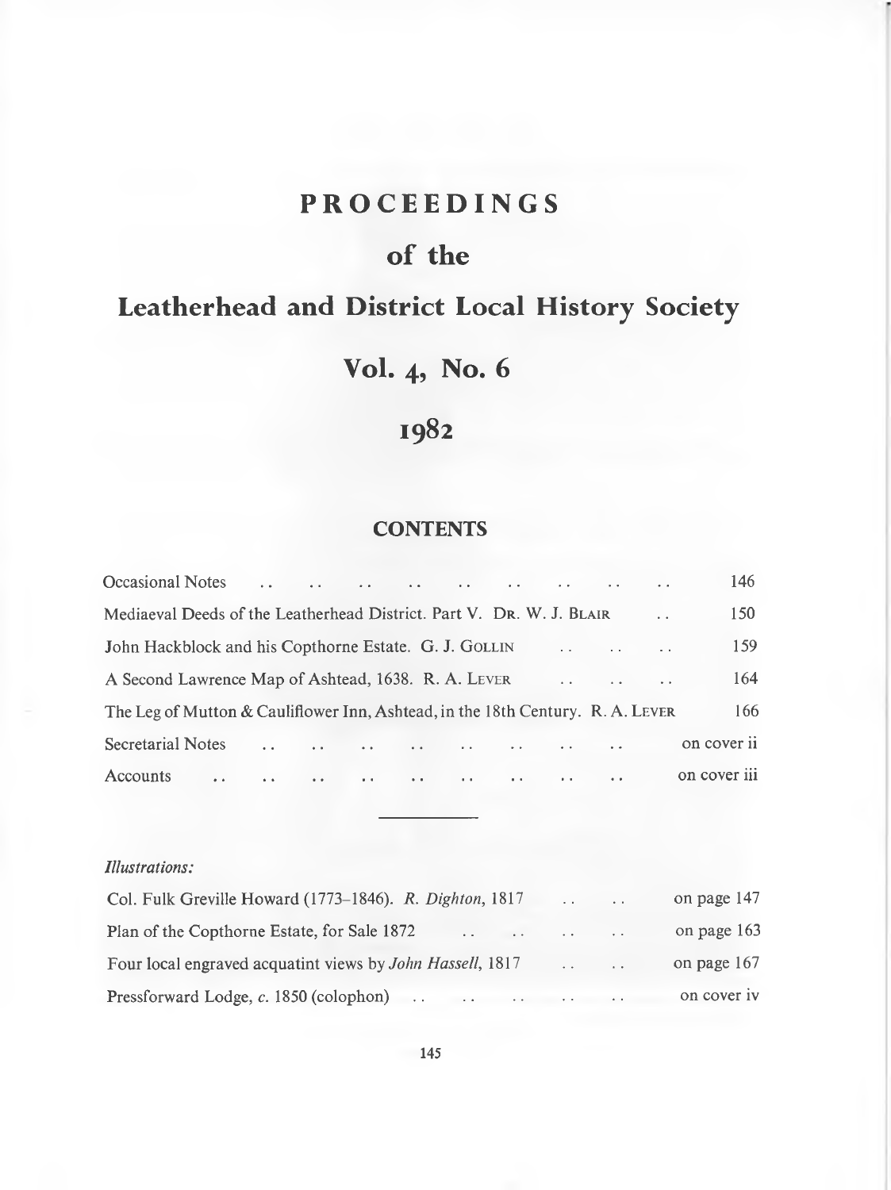# PROCEEDINGS

## of the

# Leatherhead and District Local History Society

## Vol. 4, No. 6

## 1982

### CONTENTS

| | |
|---|---|
| Occasional Notes | 146 |
| Mediaeval Deeds of the Leatherhead District. Part V. DR. W. J. BLAIR | 150 |
| John Hackblock and his Copthorne Estate. G. J. GOLLIN | 159 |
| A Second Lawrence Map of Ashtead, 1638. R. A. LEVER | 164 |
| The Leg of Mutton & Cauliflower Inn, Ashtead, in the 18th Century. R. A. LEVER | 166 |
| Secretarial Notes | on cover ii |
| Accounts | on cover iii |

---

*Illustrations:*

| | |
|---|---|
| Col. Fulk Greville Howard (1773–1846). *R. Dighton*, 1817 | on page 147 |
| Plan of the Copthorne Estate, for Sale 1872 | on page 163 |
| Four local engraved acquatint views by *John Hassell*, 1817 | on page 167 |
| Pressforward Lodge, *c.* 1850 (colophon) | on cover iv |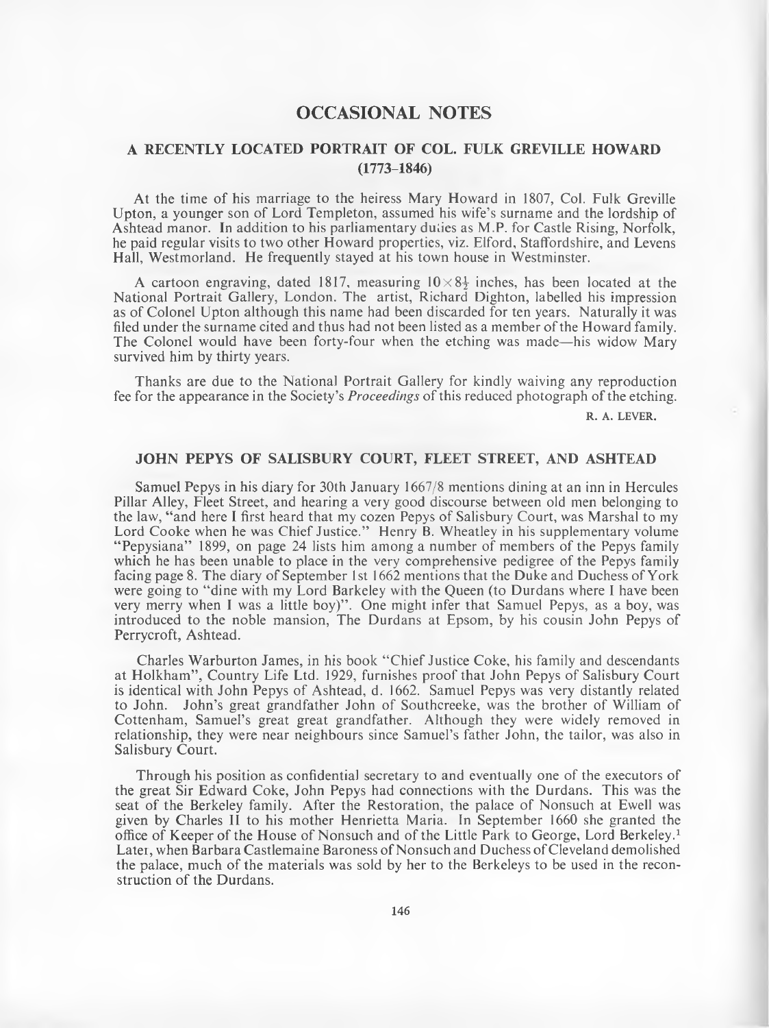# OCCASIONAL NOTES

## A RECENTLY LOCATED PORTRAIT OF COL. FULK GREVILLE HOWARD (1773–1846)

At the time of his marriage to the heiress Mary Howard in 1807, Col. Fulk Greville Upton, a younger son of Lord Templeton, assumed his wife's surname and the lordship of Ashtead manor. In addition to his parliamentary duties as M.P. for Castle Rising, Norfolk, he paid regular visits to two other Howard properties, viz. Elford, Staffordshire, and Levens Hall, Westmorland. He frequently stayed at his town house in Westminster.

A cartoon engraving, dated 1817, measuring $10 \times 8\frac{1}{2}$ inches, has been located at the National Portrait Gallery, London. The artist, Richard Dighton, labelled his impression as of Colonel Upton although this name had been discarded for ten years. Naturally it was filed under the surname cited and thus had not been listed as a member of the Howard family. The Colonel would have been forty-four when the etching was made—his widow Mary survived him by thirty years.

Thanks are due to the National Portrait Gallery for kindly waiving any reproduction fee for the appearance in the Society's *Proceedings* of this reduced photograph of the etching.

R. A. LEVER.

## JOHN PEPYS OF SALISBURY COURT, FLEET STREET, AND ASHTEAD

Samuel Pepys in his diary for 30th January 1667/8 mentions dining at an inn in Hercules Pillar Alley, Fleet Street, and hearing a very good discourse between old men belonging to the law, "and here I first heard that my cozen Pepys of Salisbury Court, was Marshal to my Lord Cooke when he was Chief Justice." Henry B. Wheatley in his supplementary volume "Pepysiana" 1899, on page 24 lists him among a number of members of the Pepys family which he has been unable to place in the very comprehensive pedigree of the Pepys family facing page 8. The diary of September 1st 1662 mentions that the Duke and Duchess of York were going to "dine with my Lord Barkeley with the Queen (to Durdans where I have been very merry when I was a little boy)". One might infer that Samuel Pepys, as a boy, was introduced to the noble mansion, The Durdans at Epsom, by his cousin John Pepys of Perrycroft, Ashtead.

Charles Warburton James, in his book "Chief Justice Coke, his family and descendants at Holkham", Country Life Ltd. 1929, furnishes proof that John Pepys of Salisbury Court is identical with John Pepys of Ashtead, d. 1662. Samuel Pepys was very distantly related to John. John's great grandfather John of Southcreeke, was the brother of William of Cottenham, Samuel's great great grandfather. Although they were widely removed in relationship, they were near neighbours since Samuel's father John, the tailor, was also in Salisbury Court.

Through his position as confidential secretary to and eventually one of the executors of the great Sir Edward Coke, John Pepys had connections with the Durdans. This was the seat of the Berkeley family. After the Restoration, the palace of Nonsuch at Ewell was given by Charles II to his mother Henrietta Maria. In September 1660 she granted the office of Keeper of the House of Nonsuch and of the Little Park to George, Lord Berkeley.[1] Later, when Barbara Castlemaine Baroness of Nonsuch and Duchess of Cleveland demolished the palace, much of the materials was sold by her to the Berkeleys to be used in the reconstruction of the Durdans.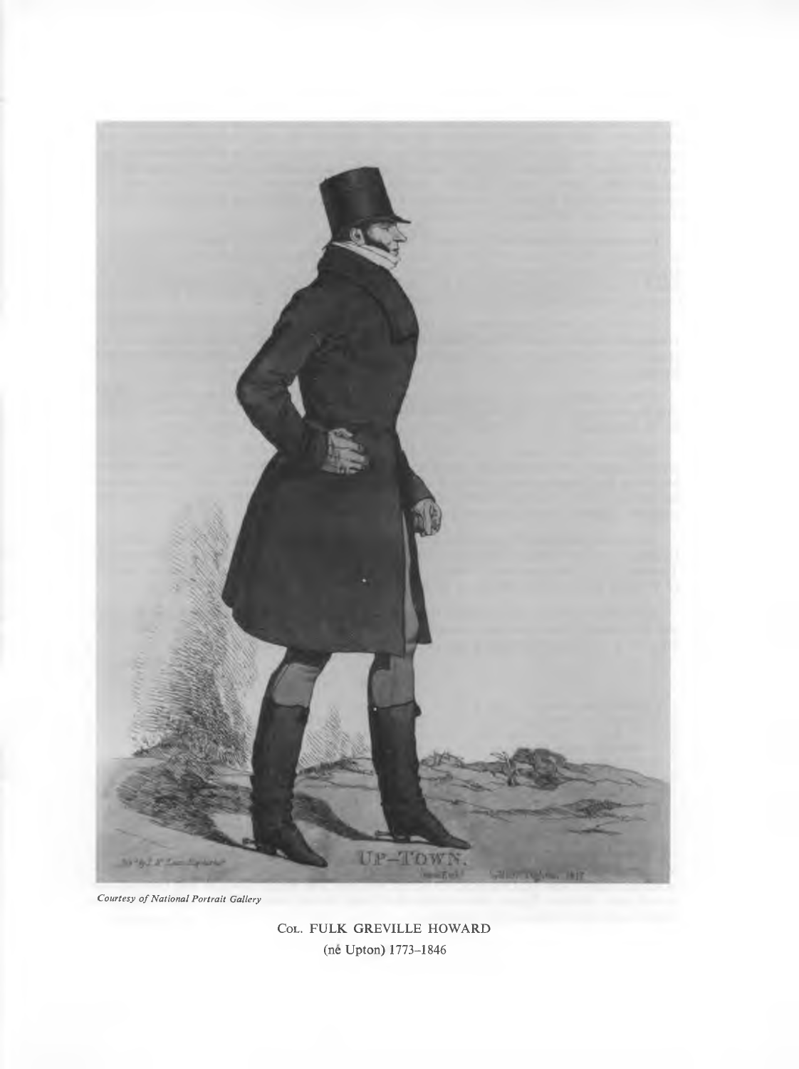*Courtesy of National Portrait Gallery*

COL. FULK GREVILLE HOWARD
(né Upton) 1773–1846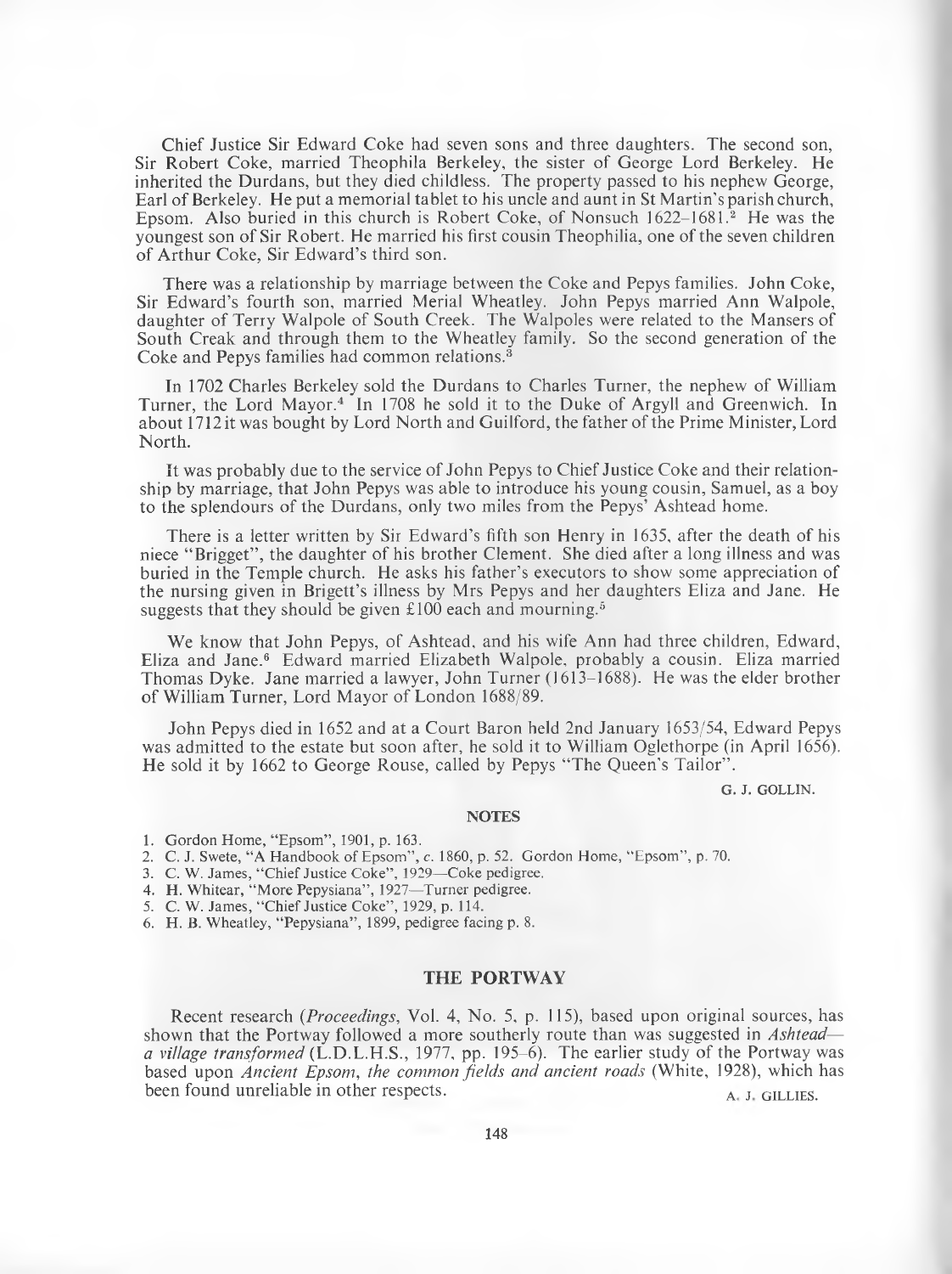Chief Justice Sir Edward Coke had seven sons and three daughters. The second son, Sir Robert Coke, married Theophila Berkeley, the sister of George Lord Berkeley. He inherited the Durdans, but they died childless. The property passed to his nephew George, Earl of Berkeley. He put a memorial tablet to his uncle and aunt in St Martin's parish church, Epsom. Also buried in this church is Robert Coke, of Nonsuch 1622–1681.[2] He was the youngest son of Sir Robert. He married his first cousin Theophilia, one of the seven children of Arthur Coke, Sir Edward's third son.

There was a relationship by marriage between the Coke and Pepys families. John Coke, Sir Edward's fourth son, married Merial Wheatley. John Pepys married Ann Walpole, daughter of Terry Walpole of South Creek. The Walpoles were related to the Mansers of South Creak and through them to the Wheatley family. So the second generation of the Coke and Pepys families had common relations.[3]

In 1702 Charles Berkeley sold the Durdans to Charles Turner, the nephew of William Turner, the Lord Mayor.[4] In 1708 he sold it to the Duke of Argyll and Greenwich. In about 1712 it was bought by Lord North and Guilford, the father of the Prime Minister, Lord North.

It was probably due to the service of John Pepys to Chief Justice Coke and their relationship by marriage, that John Pepys was able to introduce his young cousin, Samuel, as a boy to the splendours of the Durdans, only two miles from the Pepys' Ashtead home.

There is a letter written by Sir Edward's fifth son Henry in 1635, after the death of his niece "Brigget", the daughter of his brother Clement. She died after a long illness and was buried in the Temple church. He asks his father's executors to show some appreciation of the nursing given in Brigett's illness by Mrs Pepys and her daughters Eliza and Jane. He suggests that they should be given £100 each and mourning.[5]

We know that John Pepys, of Ashtead, and his wife Ann had three children, Edward, Eliza and Jane.[6] Edward married Elizabeth Walpole, probably a cousin. Eliza married Thomas Dyke. Jane married a lawyer, John Turner (1613–1688). He was the elder brother of William Turner, Lord Mayor of London 1688/89.

John Pepys died in 1652 and at a Court Baron held 2nd January 1653/54, Edward Pepys was admitted to the estate but soon after, he sold it to William Oglethorpe (in April 1656). He sold it by 1662 to George Rouse, called by Pepys "The Queen's Tailor".

G. J. GOLLIN.

## NOTES

1. Gordon Home, "Epsom", 1901, p. 163.
2. C. J. Swete, "A Handbook of Epsom", *c.* 1860, p. 52. Gordon Home, "Epsom", p. 70.
3. C. W. James, "Chief Justice Coke", 1929—Coke pedigree.
4. H. Whitear, "More Pepysiana", 1927—Turner pedigree.
5. C. W. James, "Chief Justice Coke", 1929, p. 114.
6. H. B. Wheatley, "Pepysiana", 1899, pedigree facing p. 8.

## THE PORTWAY

Recent research (*Proceedings*, Vol. 4, No. 5, p. 115), based upon original sources, has shown that the Portway followed a more southerly route than was suggested in *Ashtead—a village transformed* (L.D.L.H.S., 1977, pp. 195–6). The earlier study of the Portway was based upon *Ancient Epsom, the common fields and ancient roads* (White, 1928), which has been found unreliable in other respects.

A. J. GILLIES.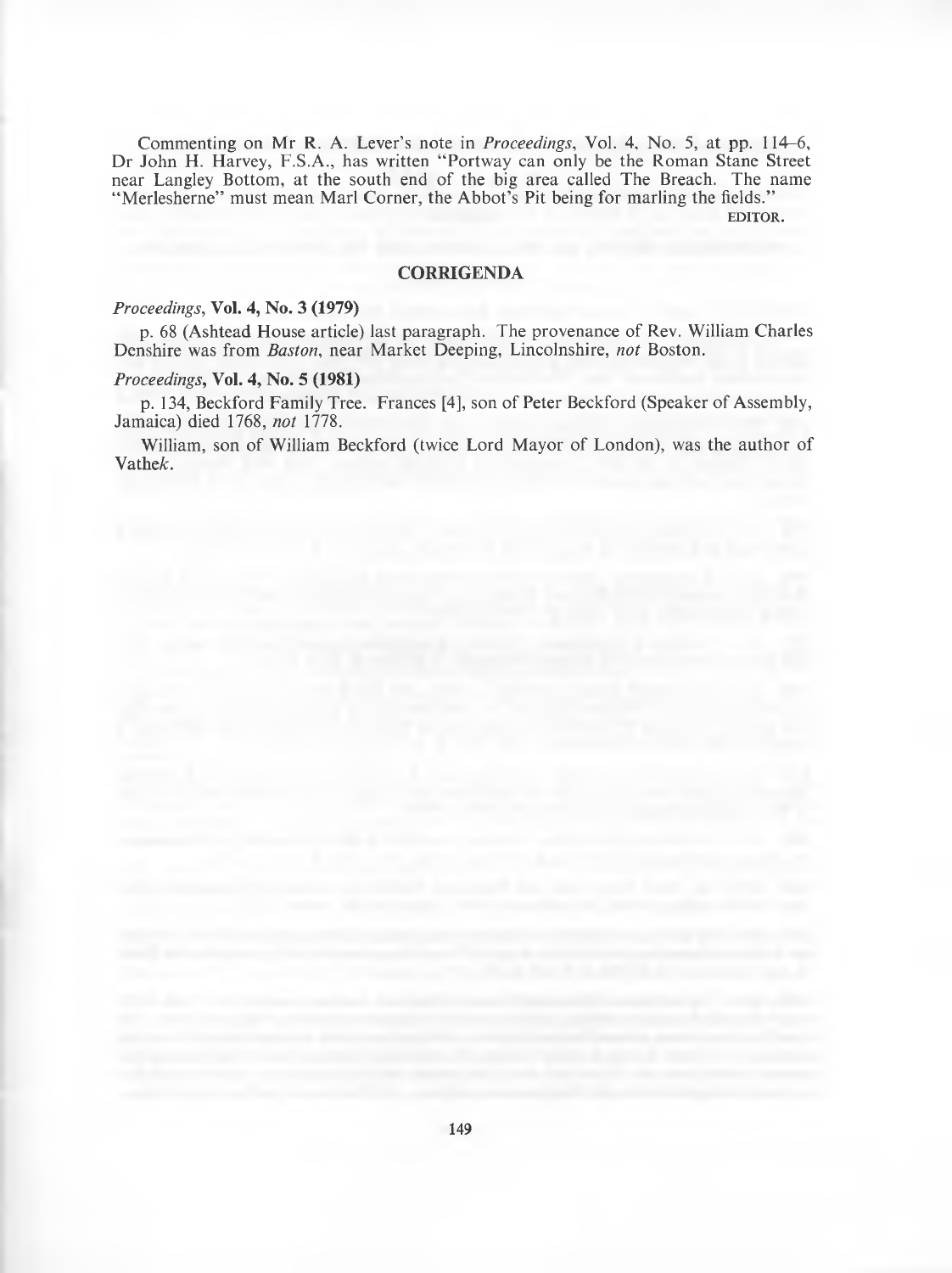Commenting on Mr R. A. Lever's note in *Proceedings*, Vol. 4, No. 5, at pp. 114–6, Dr John H. Harvey, F.S.A., has written "Portway can only be the Roman Stane Street near Langley Bottom, at the south end of the big area called The Breach. The name "Merlesherne" must mean Marl Corner, the Abbot's Pit being for marling the fields."

EDITOR.

## CORRIGENDA

*Proceedings*, **Vol. 4, No. 3 (1979)**

p. 68 (Ashtead House article) last paragraph. The provenance of Rev. William Charles Denshire was from *Baston*, near Market Deeping, Lincolnshire, *not* Boston.

*Proceedings*, **Vol. 4, No. 5 (1981)**

p. 134, Beckford Family Tree. Frances [4], son of Peter Beckford (Speaker of Assembly, Jamaica) died 1768, *not* 1778.

William, son of William Beckford (twice Lord Mayor of London), was the author of Vathe*k*.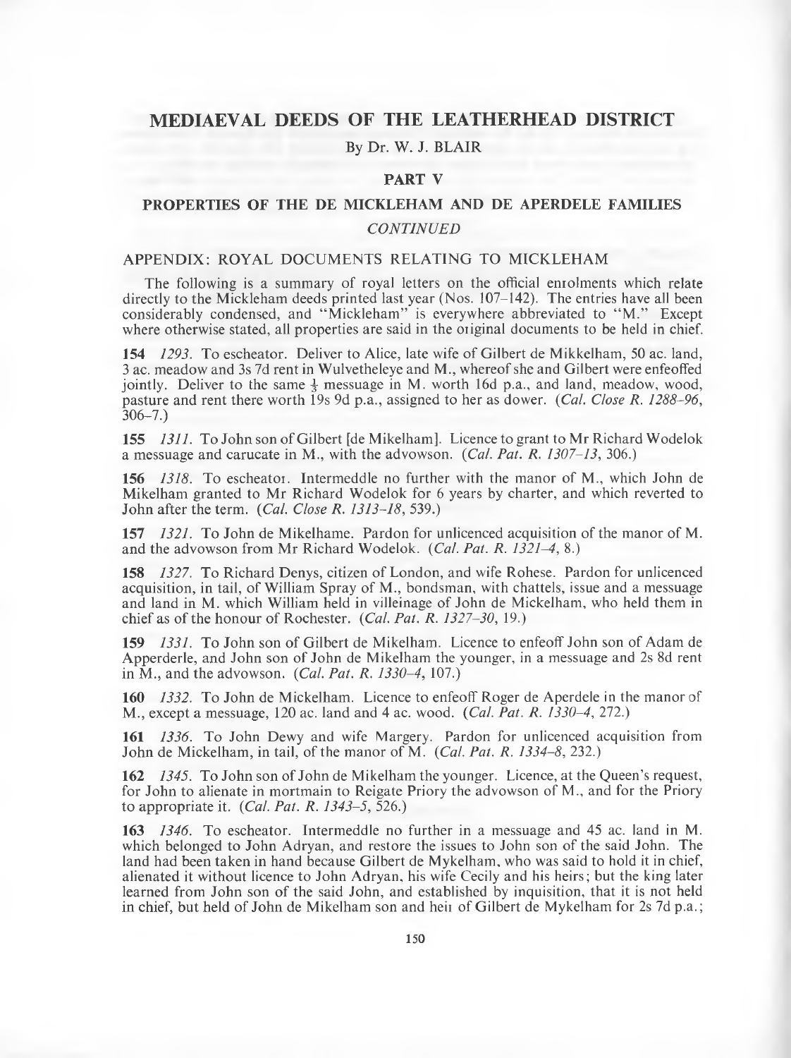# MEDIAEVAL DEEDS OF THE LEATHERHEAD DISTRICT

By Dr. W. J. BLAIR

## PART V

## PROPERTIES OF THE DE MICKLEHAM AND DE APERDELE FAMILIES

*CONTINUED*

### APPENDIX: ROYAL DOCUMENTS RELATING TO MICKLEHAM

The following is a summary of royal letters on the official enrolments which relate directly to the Mickleham deeds printed last year (Nos. 107–142). The entries have all been considerably condensed, and "Mickleham" is everywhere abbreviated to "M." Except where otherwise stated, all properties are said in the original documents to be held in chief.

**154** *1293.* To escheator. Deliver to Alice, late wife of Gilbert de Mikkelham, 50 ac. land, 3 ac. meadow and 3s 7d rent in Wulvetheleye and M., whereof she and Gilbert were enfeoffed jointly. Deliver to the same ½ messuage in M. worth 16d p.a., and land, meadow, wood, pasture and rent there worth 19s 9d p.a., assigned to her as dower. (*Cal. Close R. 1288–96*, 306–7.)

**155** *1311.* To John son of Gilbert [de Mikelham]. Licence to grant to Mr Richard Wodelok a messuage and carucate in M., with the advowson. (*Cal. Pat. R. 1307–13*, 306.)

**156** *1318.* To escheator. Intermeddle no further with the manor of M., which John de Mikelham granted to Mr Richard Wodelok for 6 years by charter, and which reverted to John after the term. (*Cal. Close R. 1313–18*, 539.)

**157** *1321.* To John de Mikelhame. Pardon for unlicenced acquisition of the manor of M. and the advowson from Mr Richard Wodelok. (*Cal. Pat. R. 1321–4*, 8.)

**158** *1327.* To Richard Denys, citizen of London, and wife Rohese. Pardon for unlicenced acquisition, in tail, of William Spray of M., bondsman, with chattels, issue and a messuage and land in M. which William held in villeinage of John de Mickelham, who held them in chief as of the honour of Rochester. (*Cal. Pat. R. 1327–30*, 19.)

**159** *1331.* To John son of Gilbert de Mikelham. Licence to enfeoff John son of Adam de Apperderle, and John son of John de Mikelham the younger, in a messuage and 2s 8d rent in M., and the advowson. (*Cal. Pat. R. 1330–4*, 107.)

**160** *1332.* To John de Mickelham. Licence to enfeoff Roger de Aperdele in the manor of M., except a messuage, 120 ac. land and 4 ac. wood. (*Cal. Pat. R. 1330–4*, 272.)

**161** *1336.* To John Dewy and wife Margery. Pardon for unlicenced acquisition from John de Mickelham, in tail, of the manor of M. (*Cal. Pat. R. 1334–8*, 232.)

**162** *1345.* To John son of John de Mikelham the younger. Licence, at the Queen's request, for John to alienate in mortmain to Reigate Priory the advowson of M., and for the Priory to appropriate it. (*Cal. Pat. R. 1343–5*, 526.)

**163** *1346.* To escheator. Intermeddle no further in a messuage and 45 ac. land in M. which belonged to John Adryan, and restore the issues to John son of the said John. The land had been taken in hand because Gilbert de Mykelham, who was said to hold it in chief, alienated it without licence to John Adryan, his wife Cecily and his heirs; but the king later learned from John son of the said John, and established by inquisition, that it is not held in chief, but held of John de Mikelham son and heir of Gilbert de Mykelham for 2s 7d p.a.;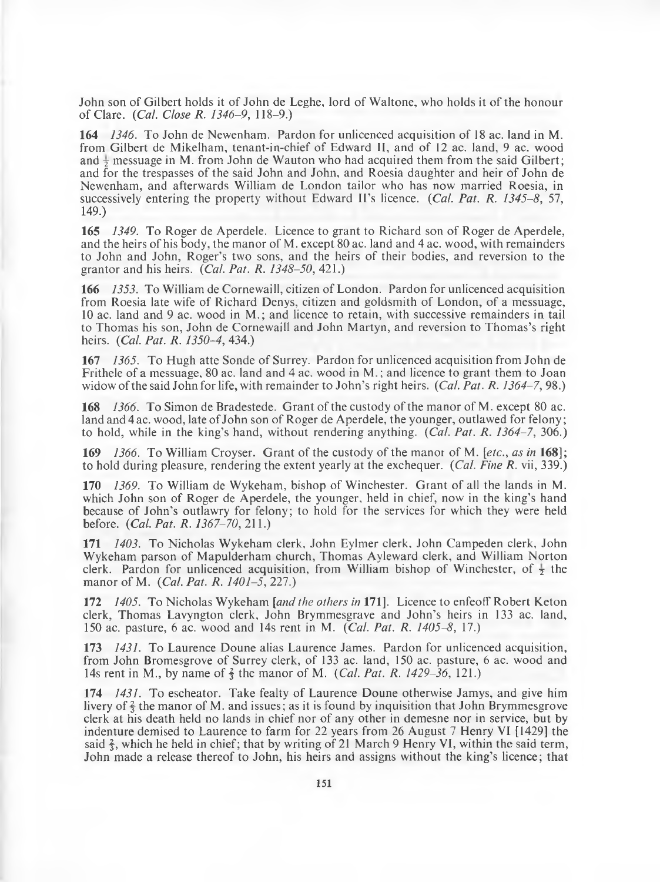John son of Gilbert holds it of John de Leghe, lord of Waltone, who holds it of the honour of Clare. (*Cal. Close R. 1346–9*, 118–9.)

**164** *1346*. To John de Newenham. Pardon for unlicenced acquisition of 18 ac. land in M. from Gilbert de Mikelham, tenant-in-chief of Edward II, and of 12 ac. land, 9 ac. wood and ½ messuage in M. from John de Wauton who had acquired them from the said Gilbert; and for the trespasses of the said John and John, and Roesia daughter and heir of John de Newenham, and afterwards William de London tailor who has now married Roesia, in successively entering the property without Edward II's licence. (*Cal. Pat. R. 1345–8*, 57, 149.)

**165** *1349*. To Roger de Aperdele. Licence to grant to Richard son of Roger de Aperdele, and the heirs of his body, the manor of M. except 80 ac. land and 4 ac. wood, with remainders to John and John, Roger's two sons, and the heirs of their bodies, and reversion to the grantor and his heirs. (*Cal. Pat. R. 1348–50*, 421.)

**166** *1353*. To William de Cornewaill, citizen of London. Pardon for unlicenced acquisition from Roesia late wife of Richard Denys, citizen and goldsmith of London, of a messuage, 10 ac. land and 9 ac. wood in M.; and licence to retain, with successive remainders in tail to Thomas his son, John de Cornewaill and John Martyn, and reversion to Thomas's right heirs. (*Cal. Pat. R. 1350–4*, 434.)

**167** *1365*. To Hugh atte Sonde of Surrey. Pardon for unlicenced acquisition from John de Frithele of a messuage, 80 ac. land and 4 ac. wood in M.; and licence to grant them to Joan widow of the said John for life, with remainder to John's right heirs. (*Cal. Pat. R. 1364–7*, 98.)

**168** *1366*. To Simon de Bradestede. Grant of the custody of the manor of M. except 80 ac. land and 4 ac. wood, late of John son of Roger de Aperdele, the younger, outlawed for felony; to hold, while in the king's hand, without rendering anything. (*Cal. Pat. R. 1364–7*, 306.)

**169** *1366*. To William Croyser. Grant of the custody of the manor of M. [*etc., as in* **168**]; to hold during pleasure, rendering the extent yearly at the exchequer. (*Cal. Fine R.* vii, 339.)

**170** *1369*. To William de Wykeham, bishop of Winchester. Grant of all the lands in M. which John son of Roger de Aperdele, the younger, held in chief, now in the king's hand because of John's outlawry for felony; to hold for the services for which they were held before. (*Cal. Pat. R. 1367–70*, 211.)

**171** *1403*. To Nicholas Wykeham clerk, John Eylmer clerk, John Campeden clerk, John Wykeham parson of Mapulderham church, Thomas Ayleward clerk, and William Norton clerk. Pardon for unlicenced acquisition, from William bishop of Winchester, of ½ the manor of M. (*Cal. Pat. R. 1401–5*, 227.)

**172** *1405*. To Nicholas Wykeham [*and the others in* **171**]. Licence to enfeoff Robert Keton clerk, Thomas Lavyngton clerk, John Brymmesgrave and John's heirs in 133 ac. land, 150 ac. pasture, 6 ac. wood and 14s rent in M. (*Cal. Pat. R. 1405–8*, 17.)

**173** *1431*. To Laurence Doune alias Laurence James. Pardon for unlicenced acquisition, from John Bromesgrove of Surrey clerk, of 133 ac. land, 150 ac. pasture, 6 ac. wood and 14s rent in M., by name of ⅔ the manor of M. (*Cal. Pat. R. 1429–36*, 121.)

**174** *1431*. To escheator. Take fealty of Laurence Doune otherwise Jamys, and give him livery of ⅔ the manor of M. and issues; as it is found by inquisition that John Brymmesgrove clerk at his death held no lands in chief nor of any other in demesne nor in service, but by indenture demised to Laurence to farm for 22 years from 26 August 7 Henry VI [1429] the said ⅔, which he held in chief; that by writing of 21 March 9 Henry VI, within the said term, John made a release thereof to John, his heirs and assigns without the king's licence; that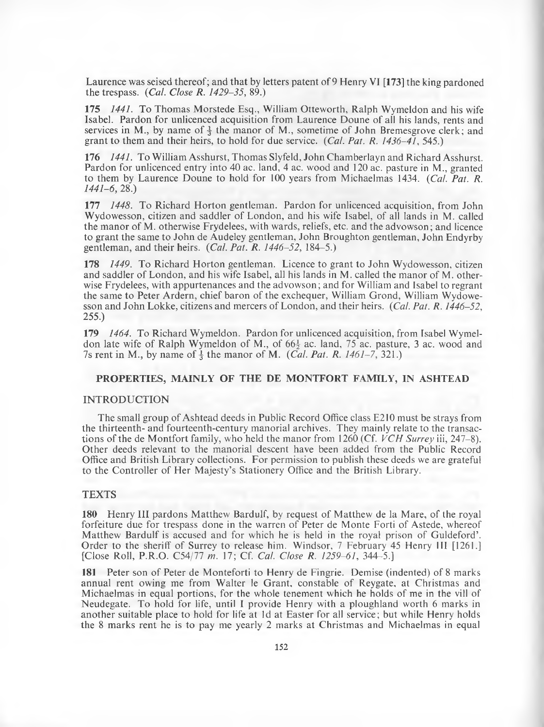Laurence was seised thereof; and that by letters patent of 9 Henry VI [**173**] the king pardoned the trespass. (*Cal. Close R. 1429–35*, 89.)

**175** *1441*. To Thomas Morstede Esq., William Otteworth, Ralph Wymeldon and his wife Isabel. Pardon for unlicenced acquisition from Laurence Doune of all his lands, rents and services in M., by name of $\frac{1}{3}$ the manor of M., sometime of John Bremesgrove clerk; and grant to them and their heirs, to hold for due service. (*Cal. Pat. R. 1436–41*, 545.)

**176** *1441*. To William Asshurst, Thomas Slyfeld, John Chamberlayn and Richard Asshurst. Pardon for unlicenced entry into 40 ac. land, 4 ac. wood and 120 ac. pasture in M., granted to them by Laurence Doune to hold for 100 years from Michaelmas 1434. (*Cal. Pat. R. 1441–6*, 28.)

**177** *1448*. To Richard Horton gentleman. Pardon for unlicenced acquisition, from John Wydowesson, citizen and saddler of London, and his wife Isabel, of all lands in M. called the manor of M. otherwise Frydelees, with wards, reliefs, etc. and the advowson; and licence to grant the same to John de Audeley gentleman, John Broughton gentleman, John Endyrby gentleman, and their heirs. (*Cal. Pat. R. 1446–52*, 184–5.)

**178** *1449*. To Richard Horton gentleman. Licence to grant to John Wydowesson, citizen and saddler of London, and his wife Isabel, all his lands in M. called the manor of M. otherwise Frydelees, with appurtenances and the advowson; and for William and Isabel to regrant the same to Peter Ardern, chief baron of the exchequer, William Grond, William Wydowesson and John Lokke, citizens and mercers of London, and their heirs. (*Cal. Pat. R. 1446–52*, 255.)

**179** *1464*. To Richard Wymeldon. Pardon for unlicenced acquisition, from Isabel Wymeldon late wife of Ralph Wymeldon of M., of $66\frac{1}{2}$ ac. land, 75 ac. pasture, 3 ac. wood and 7s rent in M., by name of $\frac{1}{3}$ the manor of M. (*Cal. Pat. R. 1461–7*, 321.)

## PROPERTIES, MAINLY OF THE DE MONTFORT FAMILY, IN ASHTEAD

### INTRODUCTION

The small group of Ashtead deeds in Public Record Office class E210 must be strays from the thirteenth- and fourteenth-century manorial archives. They mainly relate to the transactions of the de Montfort family, who held the manor from 1260 (Cf. *VCH Surrey* iii, 247–8). Other deeds relevant to the manorial descent have been added from the Public Record Office and British Library collections. For permission to publish these deeds we are grateful to the Controller of Her Majesty's Stationery Office and the British Library.

### TEXTS

**180** Henry III pardons Matthew Bardulf, by request of Matthew de la Mare, of the royal forfeiture due for trespass done in the warren of Peter de Monte Forti of Astede, whereof Matthew Bardulf is accused and for which he is held in the royal prison of Guldeford'. Order to the sheriff of Surrey to release him. Windsor, 7 February 45 Henry III [1261.] [Close Roll, P.R.O. C54/77 *m.* 17; Cf. *Cal. Close R. 1259–61*, 344–5.]

**181** Peter son of Peter de Monteforti to Henry de Fingrie. Demise (indented) of 8 marks annual rent owing me from Walter le Grant, constable of Reygate, at Christmas and Michaelmas in equal portions, for the whole tenement which he holds of me in the vill of Neudegate. To hold for life, until I provide Henry with a ploughland worth 6 marks in another suitable place to hold for life at 1d at Easter for all service; but while Henry holds the 8 marks rent he is to pay me yearly 2 marks at Christmas and Michaelmas in equal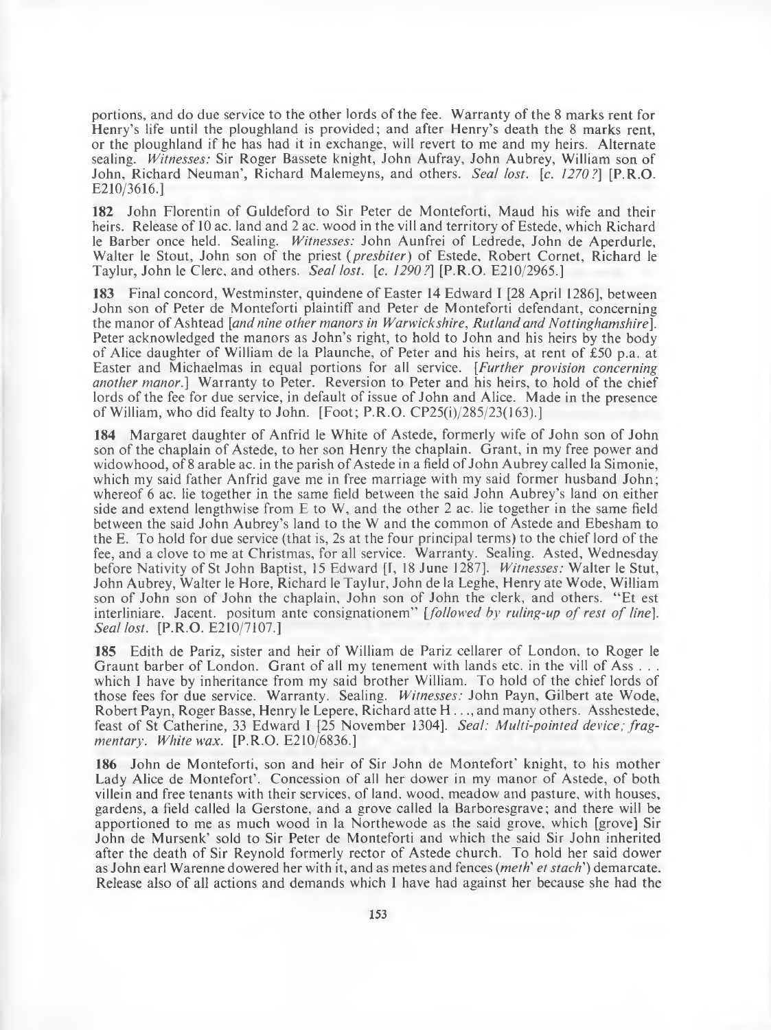portions, and do due service to the other lords of the fee. Warranty of the 8 marks rent for Henry's life until the ploughland is provided; and after Henry's death the 8 marks rent, or the ploughland if he has had it in exchange, will revert to me and my heirs. Alternate sealing. *Witnesses:* Sir Roger Bassete knight, John Aufray, John Aubrey, William son of John, Richard Neuman', Richard Malemeyns, and others. *Seal lost.* [*c. 1270?*] [P.R.O. E210/3616.]

**182** John Florentin of Guldeford to Sir Peter de Monteforti, Maud his wife and their heirs. Release of 10 ac. land and 2 ac. wood in the vill and territory of Estede, which Richard le Barber once held. Sealing. *Witnesses:* John Aunfrei of Ledrede, John de Aperdurle, Walter le Stout, John son of the priest (*presbiter*) of Estede, Robert Cornet, Richard le Taylur, John le Clerc, and others. *Seal lost.* [*c. 1290?*] [P.R.O. E210/2965.]

**183** Final concord, Westminster, quindene of Easter 14 Edward I [28 April 1286], between John son of Peter de Monteforti plaintiff and Peter de Monteforti defendant, concerning the manor of Ashtead [*and nine other manors in Warwickshire, Rutland and Nottinghamshire*]. Peter acknowledged the manors as John's right, to hold to John and his heirs by the body of Alice daughter of William de la Plaunche, of Peter and his heirs, at rent of £50 p.a. at Easter and Michaelmas in equal portions for all service. [*Further provision concerning another manor.*] Warranty to Peter. Reversion to Peter and his heirs, to hold of the chief lords of the fee for due service, in default of issue of John and Alice. Made in the presence of William, who did fealty to John. [Foot; P.R.O. CP25(i)/285/23(163).]

**184** Margaret daughter of Anfrid le White of Astede, formerly wife of John son of John son of the chaplain of Astede, to her son Henry the chaplain. Grant, in my free power and widowhood, of 8 arable ac. in the parish of Astede in a field of John Aubrey called la Simonie, which my said father Anfrid gave me in free marriage with my said former husband John; whereof 6 ac. lie together in the same field between the said John Aubrey's land on either side and extend lengthwise from E to W, and the other 2 ac. lie together in the same field between the said John Aubrey's land to the W and the common of Astede and Ebesham to the E. To hold for due service (that is, 2s at the four principal terms) to the chief lord of the fee, and a clove to me at Christmas, for all service. Warranty. Sealing. Asted, Wednesday before Nativity of St John Baptist, 15 Edward [I, 18 June 1287]. *Witnesses:* Walter le Stut, John Aubrey, Walter le Hore, Richard le Taylur, John de la Leghe, Henry ate Wode, William son of John son of John the chaplain, John son of John the clerk, and others. "Et est interliniare. Jacent. positum ante consignationem" [*followed by ruling-up of rest of line*]. *Seal lost.* [P.R.O. E210/7107.]

**185** Edith de Pariz, sister and heir of William de Pariz cellarer of London, to Roger le Graunt barber of London. Grant of all my tenement with lands etc. in the vill of Ass . . . which I have by inheritance from my said brother William. To hold of the chief lords of those fees for due service. *Witnesses:* John Payn, Gilbert ate Wode, Robert Payn, Roger Basse, Henry le Lepere, Richard atte H . . ., and many others. Asshestede, feast of St Catherine, 33 Edward I [25 November 1304]. *Seal: Multi-pointed device; fragmentary. White wax.* [P.R.O. E210/6836.]

**186** John de Monteforti, son and heir of Sir John de Montefort' knight, to his mother Lady Alice de Montefort'. Concession of all her dower in my manor of Astede, of both villein and free tenants with their services, of land, wood, meadow and pasture, with houses, gardens, a field called la Gerstone, and a grove called la Barboresgrave; and there will be apportioned to me as much wood in la Northewode as the said grove, which [grove] Sir John de Mursenk' sold to Sir Peter de Monteforti and which the said Sir John inherited after the death of Sir Reynold formerly rector of Astede church. To hold her said dower as John earl Warenne dowered her with it, and as metes and fences (*meth' et stach'*) demarcate. Release also of all actions and demands which I have had against her because she had the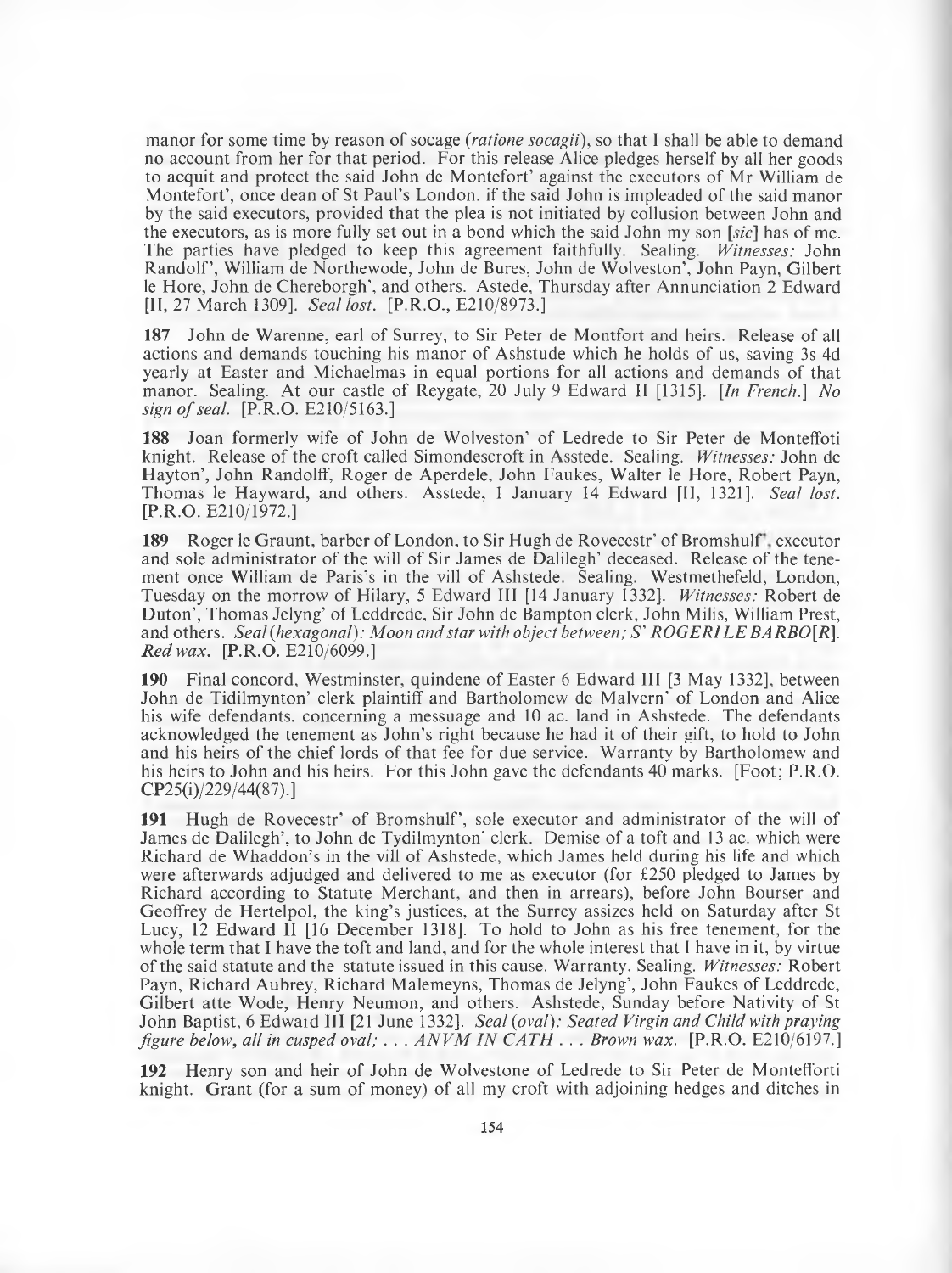manor for some time by reason of socage (*ratione socagii*), so that I shall be able to demand no account from her for that period. For this release Alice pledges herself by all her goods to acquit and protect the said John de Montefort' against the executors of Mr William de Montefort', once dean of St Paul's London, if the said John is impleaded of the said manor by the said executors, provided that the plea is not initiated by collusion between John and the executors, as is more fully set out in a bond which the said John my son [*sic*] has of me. The parties have pledged to keep this agreement faithfully. Sealing. *Witnesses:* John Randolf', William de Northewode, John de Bures, John de Wolveston', John Payn, Gilbert le Hore, John de Chereborgh', and others. Astede, Thursday after Annunciation 2 Edward [II, 27 March 1309]. *Seal lost.* [P.R.O., E210/8973.]

**187** John de Warenne, earl of Surrey, to Sir Peter de Montfort and heirs. Release of all actions and demands touching his manor of Ashstude which he holds of us, saving 3s 4d yearly at Easter and Michaelmas in equal portions for all actions and demands of that manor. Sealing. At our castle of Reygate, 20 July 9 Edward II [1315]. [*In French.*] *No sign of seal.* [P.R.O. E210/5163.]

**188** Joan formerly wife of John de Wolveston' of Ledrede to Sir Peter de Monteffoti knight. Release of the croft called Simondescroft in Asstede. Sealing. *Witnesses:* John de Hayton', John Randolff, Roger de Aperdele, John Faukes, Walter le Hore, Robert Payn, Thomas le Hayward, and others. Asstede, 1 January 14 Edward [II, 1321]. *Seal lost.* [P.R.O. E210/1972.]

**189** Roger le Graunt, barber of London, to Sir Hugh de Rovecestr' of Bromshulf', executor and sole administrator of the will of Sir James de Dalilegh' deceased. Release of the tenement once William de Paris's in the vill of Ashstede. Sealing. Westmethefeld, London, Tuesday on the morrow of Hilary, 5 Edward III [14 January 1332]. *Witnesses:* Robert de Duton', Thomas Jelyng' of Leddrede, Sir John de Bampton clerk, John Milis, William Prest, and others. *Seal (hexagonal): Moon and star with object between; S' ROGERI LE BARBO[R]. Red wax.* [P.R.O. E210/6099.]

**190** Final concord, Westminster, quindene of Easter 6 Edward III [3 May 1332], between John de Tidilmynton' clerk plaintiff and Bartholomew de Malvern' of London and Alice his wife defendants, concerning a messuage and 10 ac. land in Ashstede. The defendants acknowledged the tenement as John's right because he had it of their gift, to hold to John and his heirs of the chief lords of that fee for due service. Warranty by Bartholomew and his heirs to John and his heirs. For this John gave the defendants 40 marks. [Foot; P.R.O. CP25(i)/229/44(87).]

**191** Hugh de Rovecestr' of Bromshulf', sole executor and administrator of the will of James de Dalilegh', to John de Tydilmynton' clerk. Demise of a toft and 13 ac. which were Richard de Whaddon's in the vill of Ashstede, which James held during his life and which were afterwards adjudged and delivered to me as executor (for £250 pledged to James by Richard according to Statute Merchant, and then in arrears), before John Bourser and Geoffrey de Hertelpol, the king's justices, at the Surrey assizes held on Saturday after St Lucy, 12 Edward II [16 December 1318]. To hold to John as his free tenement, for the whole term that I have the toft and land, and for the whole interest that I have in it, by virtue of the said statute and the statute issued in this cause. Warranty. Sealing. *Witnesses:* Robert Payn, Richard Aubrey, Richard Malemeyns, Thomas de Jelyng', John Faukes of Leddrede, Gilbert atte Wode, Henry Neumon, and others. Ashstede, Sunday before Nativity of St John Baptist, 6 Edward III [21 June 1332]. *Seal (oval): Seated Virgin and Child with praying figure below, all in cusped oval; . . . ANVM IN CATH . . . Brown wax.* [P.R.O. E210/6197.]

**192** Henry son and heir of John de Wolvestone of Ledrede to Sir Peter de Montefforti knight. Grant (for a sum of money) of all my croft with adjoining hedges and ditches in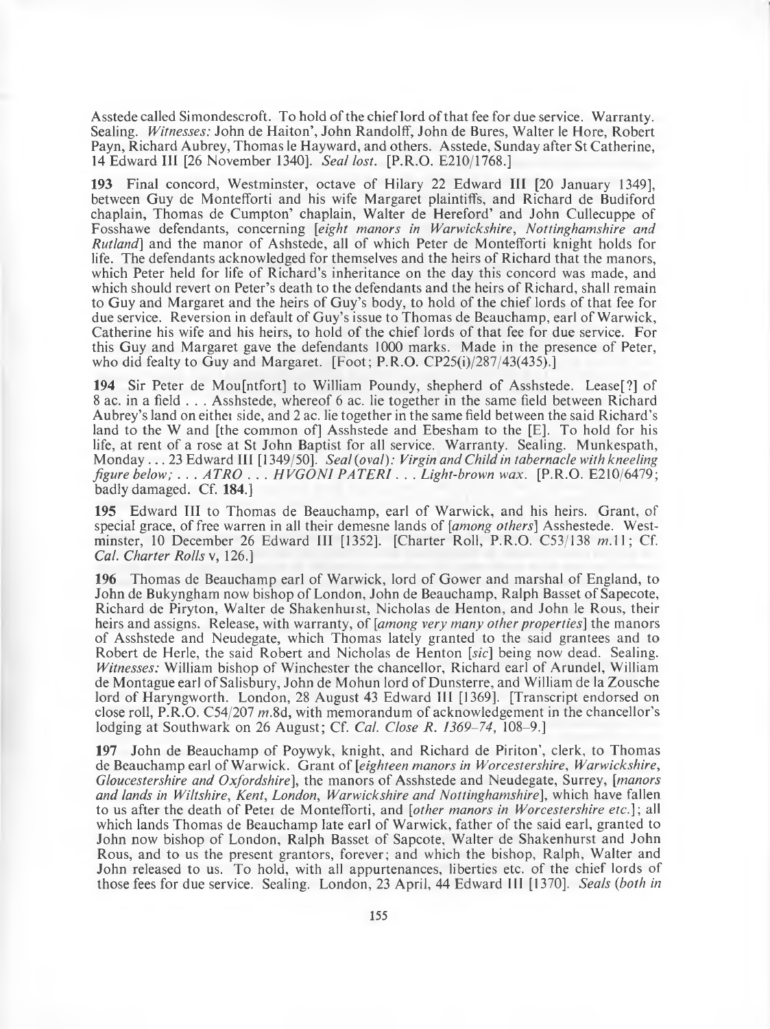Asstede called Simondescroft. To hold of the chief lord of that fee for due service. Warranty. Sealing. *Witnesses:* John de Haiton', John Randolff, John de Bures, Walter le Hore, Robert Payn, Richard Aubrey, Thomas le Hayward, and others. Asstede, Sunday after St Catherine, 14 Edward III [26 November 1340]. *Seal lost.* [P.R.O. E210/1768.]

**193** Final concord, Westminster, octave of Hilary 22 Edward III [20 January 1349], between Guy de Montefforti and his wife Margaret plaintiffs, and Richard de Budiford chaplain, Thomas de Cumpton' chaplain, Walter de Hereford' and John Cullecuppe of Fosshawe defendants, concerning [*eight manors in Warwickshire, Nottinghamshire and Rutland*] and the manor of Ashstede, all of which Peter de Montefforti knight holds for life. The defendants acknowledged for themselves and the heirs of Richard that the manors, which Peter held for life of Richard's inheritance on the day this concord was made, and which should revert on Peter's death to the defendants and the heirs of Richard, shall remain to Guy and Margaret and the heirs of Guy's body, to hold of the chief lords of that fee for due service. Reversion in default of Guy's issue to Thomas de Beauchamp, earl of Warwick, Catherine his wife and his heirs, to hold of the chief lords of that fee for due service. For this Guy and Margaret gave the defendants 1000 marks. Made in the presence of Peter, who did fealty to Guy and Margaret. [Foot; P.R.O. CP25(i)/287/43(435).]

**194** Sir Peter de Mou[ntfort] to William Poundy, shepherd of Asshstede. Lease[?] of 8 ac. in a field . . . Asshstede, whereof 6 ac. lie together in the same field between Richard Aubrey's land on either side, and 2 ac. lie together in the same field between the said Richard's land to the W and [the common of] Asshstede and Ebesham to the [E]. To hold for his life, at rent of a rose at St John Baptist for all service. Warranty. Sealing. Munkespath, Monday . . . 23 Edward III [1349/50]. *Seal (oval): Virgin and Child in tabernacle with kneeling figure below; . . . ATRO . . . HVGONI PATERI . . . Light-brown wax.* [P.R.O. E210/6479; badly damaged. Cf. **184**.]

**195** Edward III to Thomas de Beauchamp, earl of Warwick, and his heirs. Grant, of special grace, of free warren in all their demesne lands of [*among others*] Asshestede. Westminster, 10 December 26 Edward III [1352]. [Charter Roll, P.R.O. C53/138 *m*.11; Cf. *Cal. Charter Rolls* v, 126.]

**196** Thomas de Beauchamp earl of Warwick, lord of Gower and marshal of England, to John de Bukyngham now bishop of London, John de Beauchamp, Ralph Basset of Sapecote, Richard de Piryton, Walter de Shakenhurst, Nicholas de Henton, and John le Rous, their heirs and assigns. Release, with warranty, of [*among very many other properties*] the manors of Asshstede and Neudegate, which Thomas lately granted to the said grantees and to Robert de Herle, the said Robert and Nicholas de Henton [*sic*] being now dead. Sealing. *Witnesses:* William bishop of Winchester the chancellor, Richard earl of Arundel, William de Montague earl of Salisbury, John de Mohun lord of Dunsterre, and William de la Zousche lord of Haryngworth. London, 28 August 43 Edward III [1369]. [Transcript endorsed on close roll, P.R.O. C54/207 *m*.8d, with memorandum of acknowledgement in the chancellor's lodging at Southwark on 26 August; Cf. *Cal. Close R. 1369–74*, 108–9.]

**197** John de Beauchamp of Poywyk, knight, and Richard de Piriton', clerk, to Thomas de Beauchamp earl of Warwick. Grant of [*eighteen manors in Worcestershire, Warwickshire, Gloucestershire and Oxfordshire*], the manors of Asshstede and Neudegate, Surrey, [*manors and lands in Wiltshire, Kent, London, Warwickshire and Nottinghamshire*], which have fallen to us after the death of Peter de Montefforti, and [*other manors in Worcestershire etc.*]; all which lands Thomas de Beauchamp late earl of Warwick, father of the said earl, granted to John now bishop of London, Ralph Basset of Sapcote, Walter de Shakenhurst and John Rous, and to us the present grantors, forever; and which the bishop, Ralph, Walter and John released to us. To hold, with all appurtenances, liberties etc. of the chief lords of those fees for due service. Sealing. London, 23 April, 44 Edward III [1370]. *Seals (both in*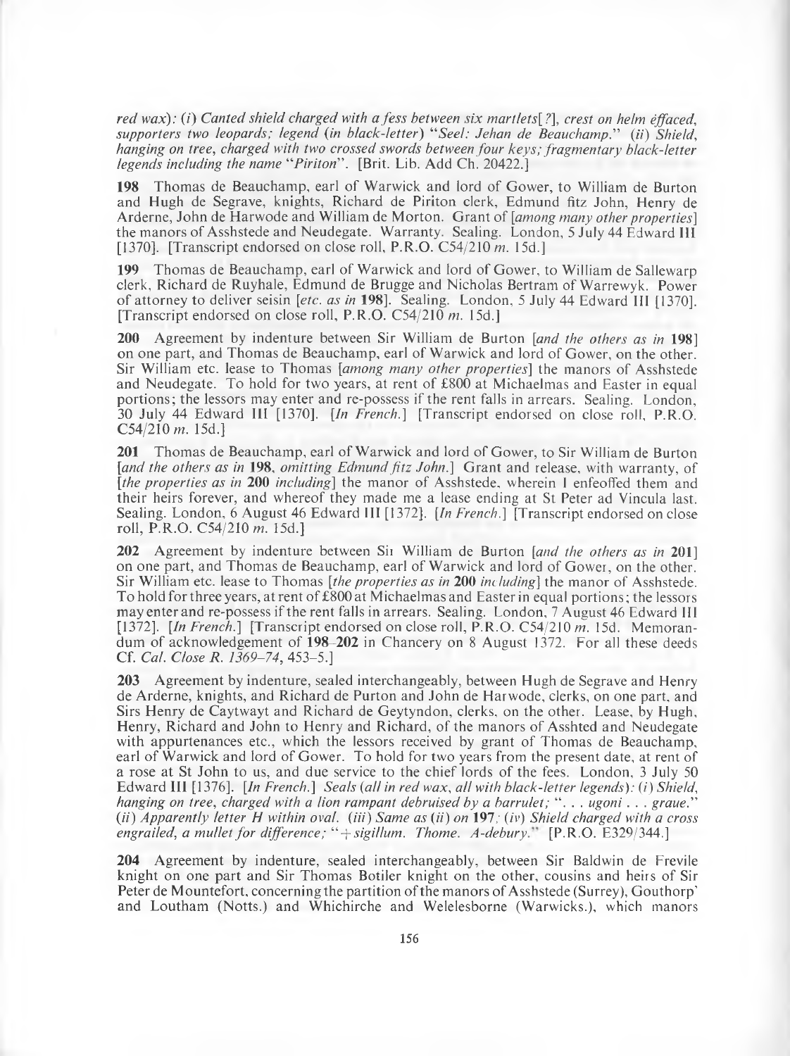*red wax*): (*i*) *Canted shield charged with a fess between six martlets*[?], *crest on helm effaced, supporters two leopards; legend* (*in black-letter*) "*Seel: Jehan de Beauchamp.*" (*ii*) *Shield, hanging on tree, charged with two crossed swords between four keys; fragmentary black-letter legends including the name* "*Piriton*". [Brit. Lib. Add Ch. 20422.]

**198** Thomas de Beauchamp, earl of Warwick and lord of Gower, to William de Burton and Hugh de Segrave, knights, Richard de Piriton clerk, Edmund fitz John, Henry de Arderne, John de Harwode and William de Morton. Grant of [*among many other properties*] the manors of Asshstede and Neudegate. Warranty. Sealing. London, 5 July 44 Edward III [1370]. [Transcript endorsed on close roll, P.R.O. C54/210 *m.* 15d.]

**199** Thomas de Beauchamp, earl of Warwick and lord of Gower, to William de Sallewarp clerk, Richard de Ruyhale, Edmund de Brugge and Nicholas Bertram of Warrewyk. Power of attorney to deliver seisin [*etc. as in* **198**]. Sealing. London, 5 July 44 Edward III [1370]. [Transcript endorsed on close roll, P.R.O. C54/210 *m.* 15d.]

**200** Agreement by indenture between Sir William de Burton [*and the others as in* **198**] on one part, and Thomas de Beauchamp, earl of Warwick and lord of Gower, on the other. Sir William etc. lease to Thomas [*among many other properties*] the manors of Asshstede and Neudegate. To hold for two years, at rent of £800 at Michaelmas and Easter in equal portions; the lessors may enter and re-possess if the rent falls in arrears. Sealing. London, 30 July 44 Edward III [1370]. [*In French.*] [Transcript endorsed on close roll, P.R.O. C54/210 *m.* 15d.]

**201** Thomas de Beauchamp, earl of Warwick and lord of Gower, to Sir William de Burton [*and the others as in* **198**, *omitting Edmund fitz John.*] Grant and release, with warranty, of [*the properties as in* **200** *including*] the manor of Asshstede, wherein I enfeoffed them and their heirs forever, and whereof they made me a lease ending at St Peter ad Vincula last. Sealing. London, 6 August 46 Edward III [1372]. [*In French.*] [Transcript endorsed on close roll, P.R.O. C54/210 *m.* 15d.]

**202** Agreement by indenture between Sir William de Burton [*and the others as in* **201**] on one part, and Thomas de Beauchamp, earl of Warwick and lord of Gower, on the other. Sir William etc. lease to Thomas [*the properties as in* **200** *including*] the manor of Asshstede. To hold for three years, at rent of £800 at Michaelmas and Easter in equal portions; the lessors may enter and re-possess if the rent falls in arrears. Sealing. London, 7 August 46 Edward III [1372]. [*In French.*] [Transcript endorsed on close roll, P.R.O. C54/210 *m.* 15d. Memorandum of acknowledgement of **198**–**202** in Chancery on 8 August 1372. For all these deeds Cf. *Cal. Close R. 1369–74*, 453–5.]

**203** Agreement by indenture, sealed interchangeably, between Hugh de Segrave and Henry de Arderne, knights, and Richard de Purton and John de Harwode, clerks, on one part, and Sirs Henry de Caytwayt and Richard de Geytyndon, clerks, on the other. Lease, by Hugh, Henry, Richard and John to Henry and Richard, of the manors of Asshted and Neudegate with appurtenances etc., which the lessors received by grant of Thomas de Beauchamp, earl of Warwick and lord of Gower. To hold for two years from the present date, at rent of a rose at St John to us, and due service to the chief lords of the fees. London, 3 July 50 Edward III [1376]. [*In French.*] *Seals* (*all in red wax, all with black-letter legends*): (*i*) *Shield, hanging on tree, charged with a lion rampant debruised by a barrulet;* ". . . ugoni . . . graue." (*ii*) *Apparently letter H within oval.* (*iii*) *Same as* (*ii*) *on* **197**; (*iv*) *Shield charged with a cross engrailed, a mullet for difference;* "+ *sigillum. Thome. A-debury.*" [P.R.O. E329/344.]

**204** Agreement by indenture, sealed interchangeably, between Sir Baldwin de Frevile knight on one part and Sir Thomas Botiler knight on the other, cousins and heirs of Sir Peter de Mountefort, concerning the partition of the manors of Asshstede (Surrey), Gouthorp' and Loutham (Notts.) and Whichirche and Welelesborne (Warwicks.), which manors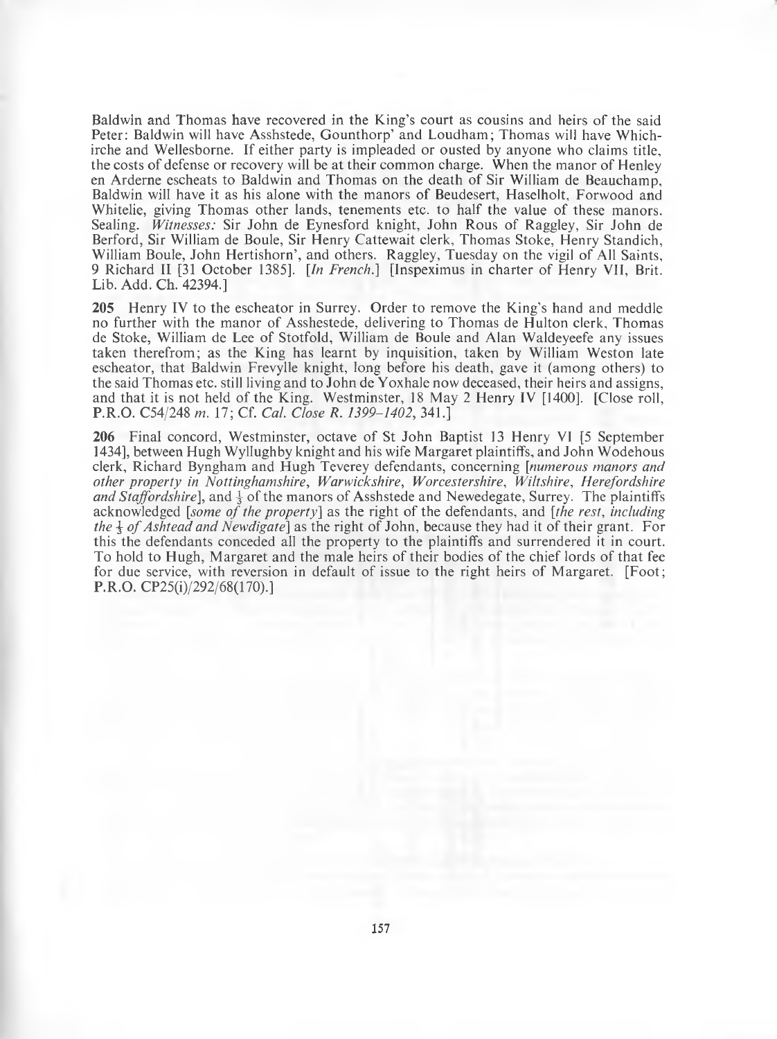Baldwin and Thomas have recovered in the King's court as cousins and heirs of the said Peter: Baldwin will have Asshstede, Gounthorp' and Loudham; Thomas will have Whichirche and Wellesborne. If either party is impleaded or ousted by anyone who claims title, the costs of defense or recovery will be at their common charge. When the manor of Henley en Arderne escheats to Baldwin and Thomas on the death of Sir William de Beauchamp, Baldwin will have it as his alone with the manors of Beudesert, Haselholt, Forwood and Whitelie, giving Thomas other lands, tenements etc. to half the value of these manors. Sealing. *Witnesses:* Sir John de Eynesford knight, John Rous of Raggley, Sir John de Berford, Sir William de Boule, Sir Henry Cattewait clerk, Thomas Stoke, Henry Standich, William Boule, John Hertishorn', and others. Raggley, Tuesday on the vigil of All Saints, 9 Richard II [31 October 1385]. [*In French.*] [Inspeximus in charter of Henry VII, Brit. Lib. Add. Ch. 42394.]

**205** Henry IV to the escheator in Surrey. Order to remove the King's hand and meddle no further with the manor of Asshestede, delivering to Thomas de Hulton clerk, Thomas de Stoke, William de Lee of Stotfold, William de Boule and Alan Waldeyeefe any issues taken therefrom; as the King has learnt by inquisition, taken by William Weston late escheator, that Baldwin Frevylle knight, long before his death, gave it (among others) to the said Thomas etc. still living and to John de Yoxhale now deceased, their heirs and assigns, and that it is not held of the King. Westminster, 18 May 2 Henry IV [1400]. [Close roll, P.R.O. C54/248 *m.* 17; Cf. *Cal. Close R. 1399–1402*, 341.]

**206** Final concord, Westminster, octave of St John Baptist 13 Henry VI [5 September 1434], between Hugh Wyllughby knight and his wife Margaret plaintiffs, and John Wodehous clerk, Richard Byngham and Hugh Teverey defendants, concerning [*numerous manors and other property in Nottinghamshire, Warwickshire, Worcestershire, Wiltshire, Herefordshire and Staffordshire*], and $\frac{1}{3}$ of the manors of Asshstede and Newedegate, Surrey. The plaintiffs acknowledged [*some of the property*] as the right of the defendants, and [*the rest, including the $\frac{1}{3}$ of Ashtead and Newdigate*] as the right of John, because they had it of their grant. For this the defendants conceded all the property to the plaintiffs and surrendered it in court. To hold to Hugh, Margaret and the male heirs of their bodies of the chief lords of that fee for due service, with reversion in default of issue to the right heirs of Margaret. [Foot; P.R.O. CP25(i)/292/68(170).]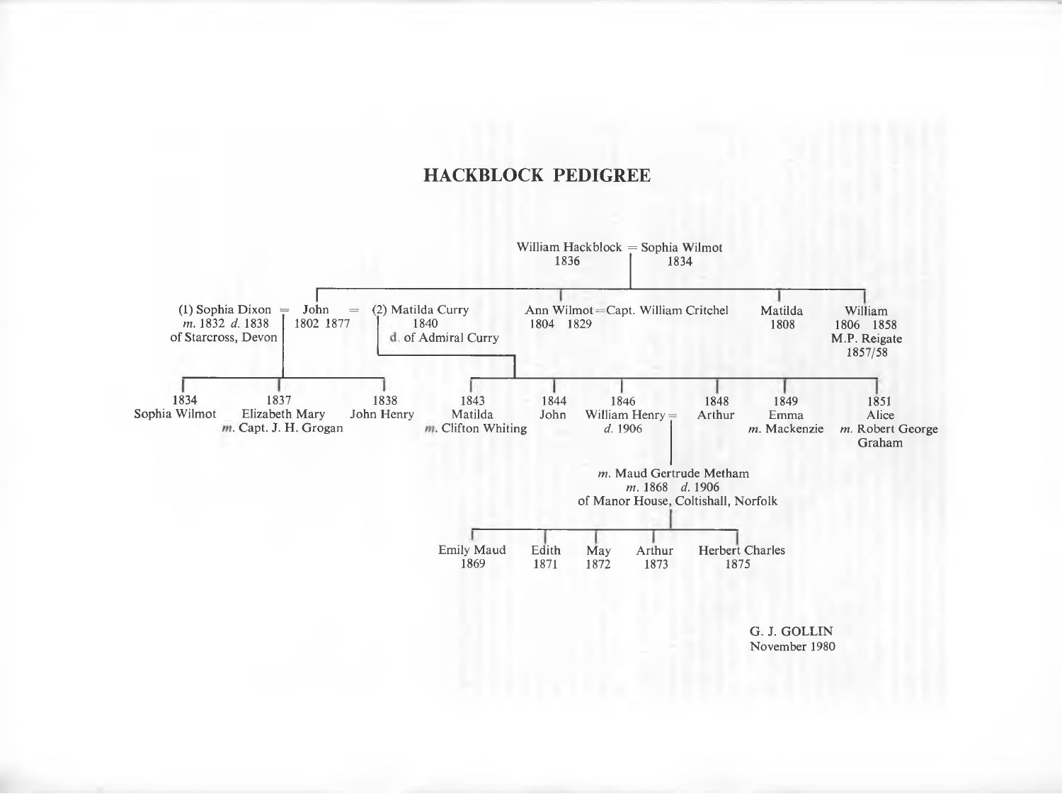# HACKBLOCK PEDIGREE

William Hackblock = Sophia Wilmot
1836 | 1834

Children:

- (1) Sophia Dixon = John = (2) Matilda Curry
  - Sophia Dixon: *m.* 1832 *d.* 1838, of Starcross, Devon
  - John: 1802 1877
  - Matilda Curry: 1840, d. of Admiral Curry
- Ann Wilmot = Capt. William Critchel
  - 1804 1829
- Matilda
  - 1808
- William
  - 1806 1858
  - M.P. Reigate 1857/58

Children of John and (1) Sophia Dixon:

- 1834 Sophia Wilmot
- 1837 Elizabeth Mary, *m.* Capt. J. H. Grogan
- 1838 John Henry

Children of John and (2) Matilda Curry:

- 1843 Matilda, *m.* Clifton Whiting
- 1844 John
- 1846 William Henry = , *d.* 1906
- 1848 Arthur
- 1849 Emma, *m.* Mackenzie
- 1851 Alice, *m.* Robert George Graham

William Henry *m.* Maud Gertrude Metham, *m.* 1868 *d.* 1906, of Manor House, Coltishall, Norfolk

Children:

- Emily Maud 1869
- Edith 1871
- May 1872
- Arthur 1873
- Herbert Charles 1875

G. J. GOLLIN
November 1980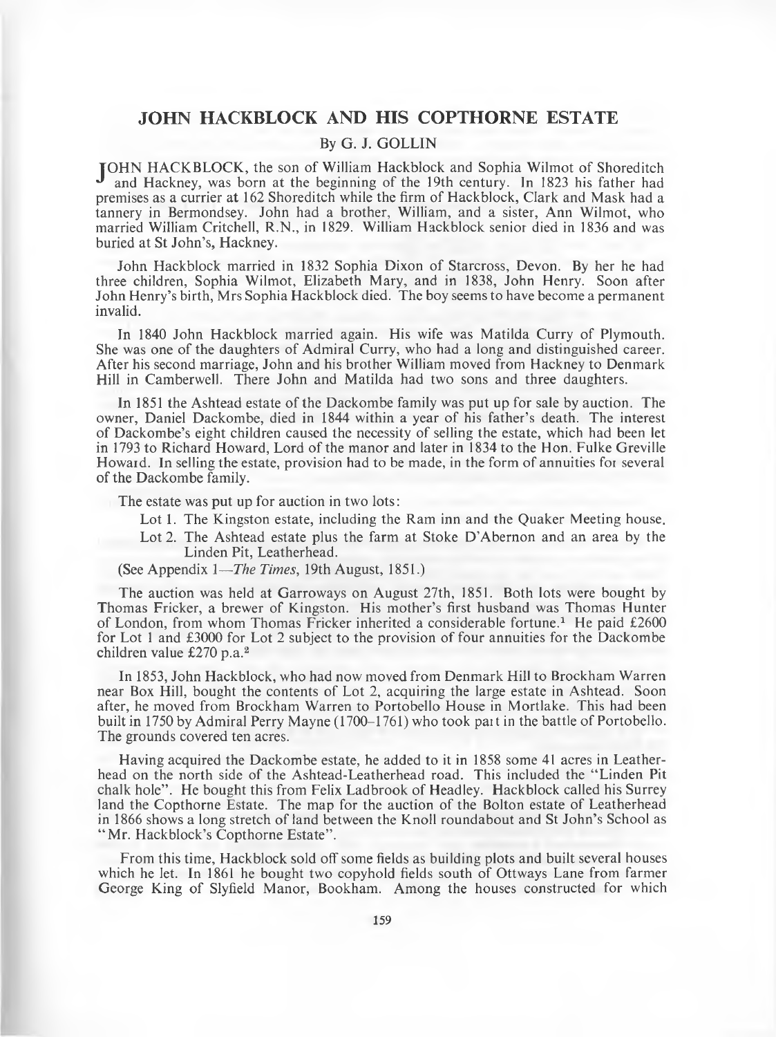# JOHN HACKBLOCK AND HIS COPTHORNE ESTATE

By G. J. GOLLIN

JOHN HACKBLOCK, the son of William Hackblock and Sophia Wilmot of Shoreditch and Hackney, was born at the beginning of the 19th century. In 1823 his father had premises as a currier at 162 Shoreditch while the firm of Hackblock, Clark and Mask had a tannery in Bermondsey. John had a brother, William, and a sister, Ann Wilmot, who married William Critchell, R.N., in 1829. William Hackblock senior died in 1836 and was buried at St John's, Hackney.

John Hackblock married in 1832 Sophia Dixon of Starcross, Devon. By her he had three children, Sophia Wilmot, Elizabeth Mary, and in 1838, John Henry. Soon after John Henry's birth, Mrs Sophia Hackblock died. The boy seems to have become a permanent invalid.

In 1840 John Hackblock married again. His wife was Matilda Curry of Plymouth. She was one of the daughters of Admiral Curry, who had a long and distinguished career. After his second marriage, John and his brother William moved from Hackney to Denmark Hill in Camberwell. There John and Matilda had two sons and three daughters.

In 1851 the Ashtead estate of the Dackombe family was put up for sale by auction. The owner, Daniel Dackombe, died in 1844 within a year of his father's death. The interest of Dackombe's eight children caused the necessity of selling the estate, which had been let in 1793 to Richard Howard, Lord of the manor and later in 1834 to the Hon. Fulke Greville Howard. In selling the estate, provision had to be made, in the form of annuities for several of the Dackombe family.

The estate was put up for auction in two lots:

- Lot 1. The Kingston estate, including the Ram inn and the Quaker Meeting house.
- Lot 2. The Ashtead estate plus the farm at Stoke D'Abernon and an area by the Linden Pit, Leatherhead.

(See Appendix 1—*The Times*, 19th August, 1851.)

The auction was held at Garroways on August 27th, 1851. Both lots were bought by Thomas Fricker, a brewer of Kingston. His mother's first husband was Thomas Hunter of London, from whom Thomas Fricker inherited a considerable fortune.[1] He paid £2600 for Lot 1 and £3000 for Lot 2 subject to the provision of four annuities for the Dackombe children value £270 p.a.[2]

In 1853, John Hackblock, who had now moved from Denmark Hill to Brockham Warren near Box Hill, bought the contents of Lot 2, acquiring the large estate in Ashtead. Soon after, he moved from Brockham Warren to Portobello House in Mortlake. This had been built in 1750 by Admiral Perry Mayne (1700–1761) who took part in the battle of Portobello. The grounds covered ten acres.

Having acquired the Dackombe estate, he added to it in 1858 some 41 acres in Leatherhead on the north side of the Ashtead-Leatherhead road. This included the "Linden Pit chalk hole". He bought this from Felix Ladbrook of Headley. Hackblock called his Surrey land the Copthorne Estate. The map for the auction of the Bolton estate of Leatherhead in 1866 shows a long stretch of land between the Knoll roundabout and St John's School as "Mr. Hackblock's Copthorne Estate".

From this time, Hackblock sold off some fields as building plots and built several houses which he let. In 1861 he bought two copyhold fields south of Ottways Lane from farmer George King of Slyfield Manor, Bookham. Among the houses constructed for which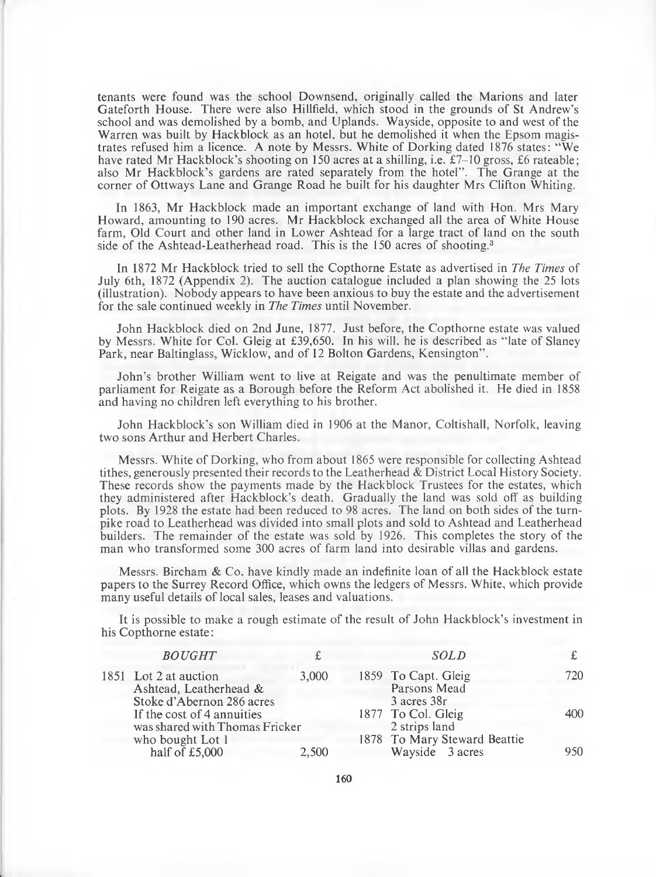tenants were found was the school Downsend, originally called the Marions and later Gateforth House. There were also Hillfield, which stood in the grounds of St Andrew's school and was demolished by a bomb, and Uplands. Wayside, opposite to and west of the Warren was built by Hackblock as an hotel, but he demolished it when the Epsom magistrates refused him a licence. A note by Messrs. White of Dorking dated 1876 states: "We have rated Mr Hackblock's shooting on 150 acres at a shilling, i.e. £7–10 gross, £6 rateable; also Mr Hackblock's gardens are rated separately from the hotel". The Grange at the corner of Ottways Lane and Grange Road he built for his daughter Mrs Clifton Whiting.

In 1863, Mr Hackblock made an important exchange of land with Hon. Mrs Mary Howard, amounting to 190 acres. Mr Hackblock exchanged all the area of White House farm, Old Court and other land in Lower Ashtead for a large tract of land on the south side of the Ashtead-Leatherhead road. This is the 150 acres of shooting.[3]

In 1872 Mr Hackblock tried to sell the Copthorne Estate as advertised in *The Times* of July 6th, 1872 (Appendix 2). The auction catalogue included a plan showing the 25 lots (illustration). Nobody appears to have been anxious to buy the estate and the advertisement for the sale continued weekly in *The Times* until November.

John Hackblock died on 2nd June, 1877. Just before, the Copthorne estate was valued by Messrs. White for Col. Gleig at £39,650. In his will, he is described as "late of Slaney Park, near Baltinglass, Wicklow, and of 12 Bolton Gardens, Kensington".

John's brother William went to live at Reigate and was the penultimate member of parliament for Reigate as a Borough before the Reform Act abolished it. He died in 1858 and having no children left everything to his brother.

John Hackblock's son William died in 1906 at the Manor, Coltishall, Norfolk, leaving two sons Arthur and Herbert Charles.

Messrs. White of Dorking, who from about 1865 were responsible for collecting Ashtead tithes, generously presented their records to the Leatherhead & District Local History Society. These records show the payments made by the Hackblock Trustees for the estates, which they administered after Hackblock's death. Gradually the land was sold off as building plots. By 1928 the estate had been reduced to 98 acres. The land on both sides of the turnpike road to Leatherhead was divided into small plots and sold to Ashtead and Leatherhead builders. The remainder of the estate was sold by 1926. This completes the story of the man who transformed some 300 acres of farm land into desirable villas and gardens.

Messrs. Bircham & Co. have kindly made an indefinite loan of all the Hackblock estate papers to the Surrey Record Office, which owns the ledgers of Messrs. White, which provide many useful details of local sales, leases and valuations.

It is possible to make a rough estimate of the result of John Hackblock's investment in his Copthorne estate:

| *BOUGHT* | £ | *SOLD* | £ |
|---|---|---|---|
| 1851 Lot 2 at auction Ashtead, Leatherhead & Stoke d'Abernon 286 acres | 3,000 | 1859 To Capt. Gleig Parsons Mead 3 acres 38r | 720 |
| If the cost of 4 annuities was shared with Thomas Fricker who bought Lot 1 half of £5,000 | 2,500 | 1877 To Col. Gleig 2 strips land | 400 |
| | | 1878 To Mary Steward Beattie Wayside 3 acres | 950 |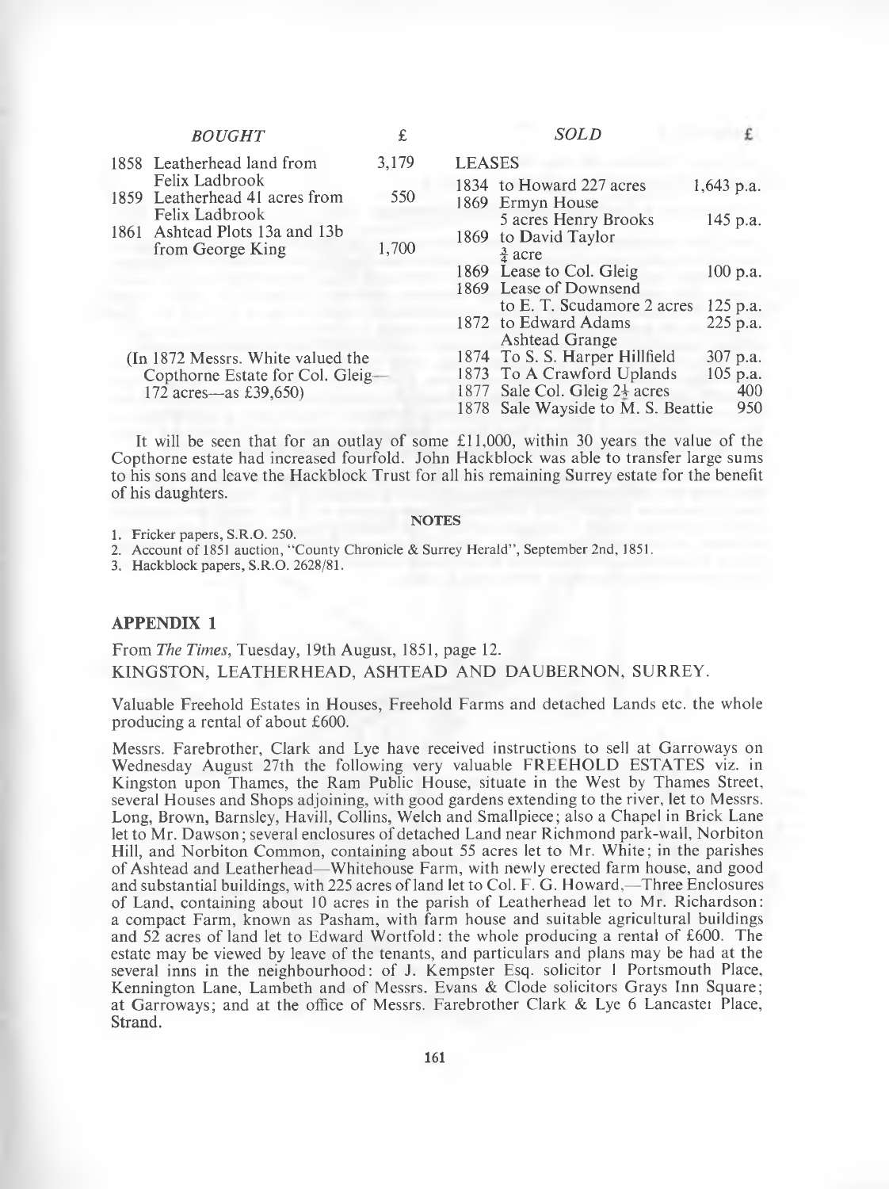| *BOUGHT* | £ | *SOLD* | £ |
|---|---|---|---|
| 1858 Leatherhead land from Felix Ladbrook | 3,179 | LEASES | |
| 1859 Leatherhead 41 acres from Felix Ladbrook | 550 | 1834 to Howard 227 acres | 1,643 p.a. |
| 1861 Ashtead Plots 13a and 13b from George King | 1,700 | 1869 Ermyn House 5 acres Henry Brooks | 145 p.a. |
| | | 1869 to David Taylor ¾ acre | |
| | | 1869 Lease to Col. Gleig | 100 p.a. |
| | | 1869 Lease of Downsend to E. T. Scudamore 2 acres | 125 p.a. |
| | | 1872 to Edward Adams Ashtead Grange | 225 p.a. |
| (In 1872 Messrs. White valued the Copthorne Estate for Col. Gleig—172 acres—as £39,650) | | 1874 To S. S. Harper Hillfield | 307 p.a. |
| | | 1873 To A Crawford Uplands | 105 p.a. |
| | | 1877 Sale Col. Gleig 2½ acres | 400 |
| | | 1878 Sale Wayside to M. S. Beattie | 950 |

It will be seen that for an outlay of some £11,000, within 30 years the value of the Copthorne estate had increased fourfold. John Hackblock was able to transfer large sums to his sons and leave the Hackblock Trust for all his remaining Surrey estate for the benefit of his daughters.

**NOTES**

1. Fricker papers, S.R.O. 250.
2. Account of 1851 auction, "County Chronicle & Surrey Herald", September 2nd, 1851.
3. Hackblock papers, S.R.O. 2628/81.

## APPENDIX 1

From *The Times*, Tuesday, 19th August, 1851, page 12.

KINGSTON, LEATHERHEAD, ASHTEAD AND DAUBERNON, SURREY.

Valuable Freehold Estates in Houses, Freehold Farms and detached Lands etc. the whole producing a rental of about £600.

Messrs. Farebrother, Clark and Lye have received instructions to sell at Garroways on Wednesday August 27th the following very valuable FREEHOLD ESTATES viz. in Kingston upon Thames, the Ram Public House, situate in the West by Thames Street, several Houses and Shops adjoining, with good gardens extending to the river, let to Messrs. Long, Brown, Barnsley, Havill, Collins, Welch and Smallpiece; also a Chapel in Brick Lane let to Mr. Dawson; several enclosures of detached Land near Richmond park-wall, Norbiton Hill, and Norbiton Common, containing about 55 acres let to Mr. White; in the parishes of Ashtead and Leatherhead—Whitehouse Farm, with newly erected farm house, and good and substantial buildings, with 225 acres of land let to Col. F. G. Howard,—Three Enclosures of Land, containing about 10 acres in the parish of Leatherhead let to Mr. Richardson: a compact Farm, known as Pasham, with farm house and suitable agricultural buildings and 52 acres of land let to Edward Wortfold: the whole producing a rental of £600. The estate may be viewed by leave of the tenants, and particulars and plans may be had at the several inns in the neighbourhood: of J. Kempster Esq. solicitor 1 Portsmouth Place, Kennington Lane, Lambeth and of Messrs. Evans & Clode solicitors Grays Inn Square; at Garroways; and at the office of Messrs. Farebrother Clark & Lye 6 Lancaster Place, Strand.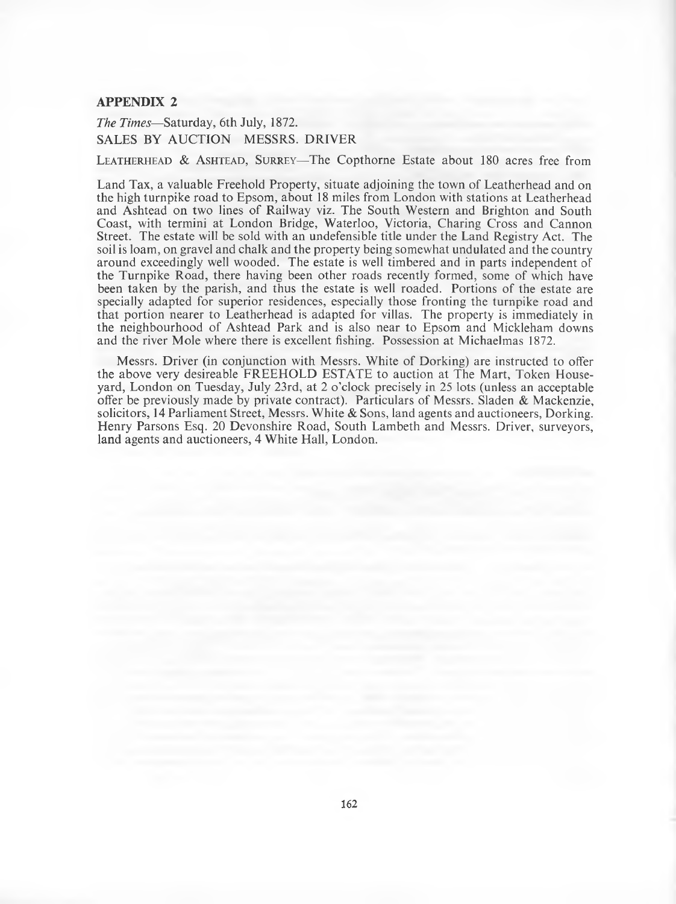## APPENDIX 2

*The Times*—Saturday, 6th July, 1872.
SALES BY AUCTION MESSRS. DRIVER

LEATHERHEAD & ASHTEAD, SURREY—The Copthorne Estate about 180 acres free from

Land Tax, a valuable Freehold Property, situate adjoining the town of Leatherhead and on the high turnpike road to Epsom, about 18 miles from London with stations at Leatherhead and Ashtead on two lines of Railway viz. The South Western and Brighton and South Coast, with termini at London Bridge, Waterloo, Victoria, Charing Cross and Cannon Street. The estate will be sold with an undefensible title under the Land Registry Act. The soil is loam, on gravel and chalk and the property being somewhat undulated and the country around exceedingly well wooded. The estate is well timbered and in parts independent of the Turnpike Road, there having been other roads recently formed, some of which have been taken by the parish, and thus the estate is well roaded. Portions of the estate are specially adapted for superior residences, especially those fronting the turnpike road and that portion nearer to Leatherhead is adapted for villas. The property is immediately in the neighbourhood of Ashtead Park and is also near to Epsom and Mickleham downs and the river Mole where there is excellent fishing. Possession at Michaelmas 1872.

Messrs. Driver (in conjunction with Messrs. White of Dorking) are instructed to offer the above very desireable FREEHOLD ESTATE to auction at The Mart, Token House-yard, London on Tuesday, July 23rd, at 2 o'clock precisely in 25 lots (unless an acceptable offer be previously made by private contract). Particulars of Messrs. Sladen & Mackenzie, solicitors, 14 Parliament Street, Messrs. White & Sons, land agents and auctioneers, Dorking. Henry Parsons Esq. 20 Devonshire Road, South Lambeth and Messrs. Driver, surveyors, land agents and auctioneers, 4 White Hall, London.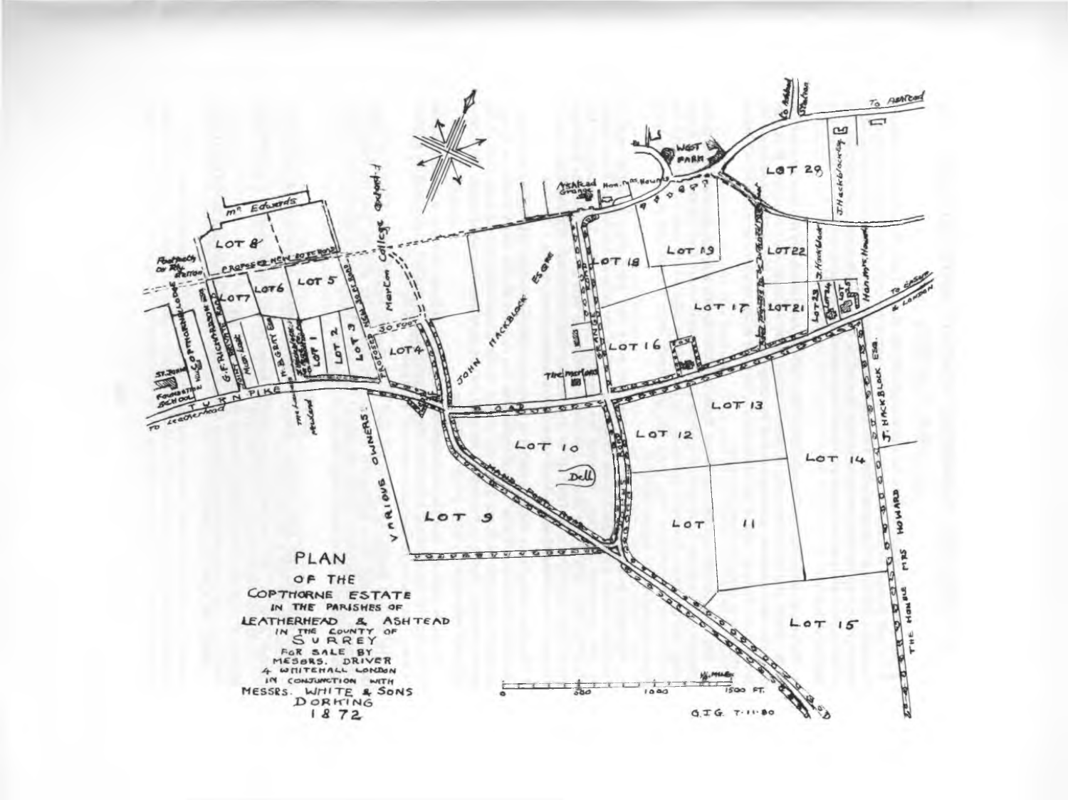PLAN

OF THE

COPTHORNE ESTATE

IN THE PARISHES OF

LEATHERHEAD & ASHTEAD

IN THE COUNTY OF

SURREY

FOR SALE BY

MESSRS. DRIVER

4 WHITEHALL LONDON

IN CONJUNCTION WITH

MESSRS. WHITE & SONS

DORKING

1872

G.I.G. 7·11·80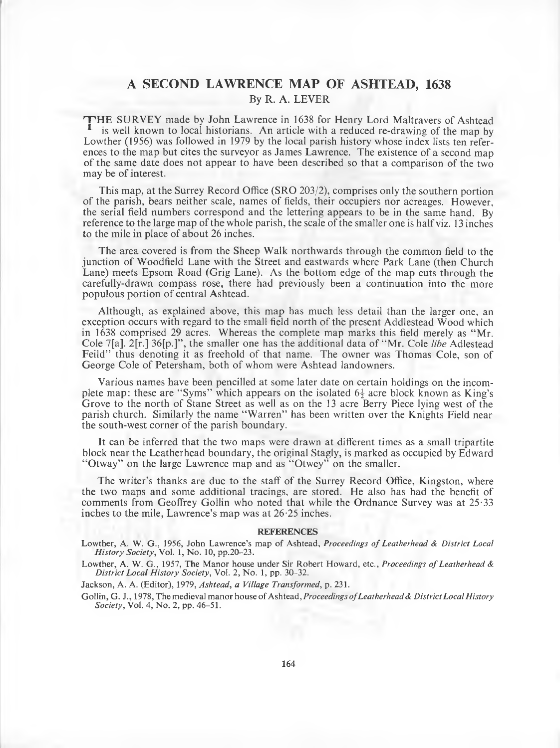# A SECOND LAWRENCE MAP OF ASHTEAD, 1638

By R. A. LEVER

THE SURVEY made by John Lawrence in 1638 for Henry Lord Maltravers of Ashtead is well known to local historians. An article with a reduced re-drawing of the map by Lowther (1956) was followed in 1979 by the local parish history whose index lists ten references to the map but cites the surveyor as James Lawrence. The existence of a second map of the same date does not appear to have been described so that a comparison of the two may be of interest.

This map, at the Surrey Record Office (SRO 203/2), comprises only the southern portion of the parish, bears neither scale, names of fields, their occupiers nor acreages. However, the serial field numbers correspond and the lettering appears to be in the same hand. By reference to the large map of the whole parish, the scale of the smaller one is half viz. 13 inches to the mile in place of about 26 inches.

The area covered is from the Sheep Walk northwards through the common field to the junction of Woodfield Lane with the Street and eastwards where Park Lane (then Church Lane) meets Epsom Road (Grig Lane). As the bottom edge of the map cuts through the carefully-drawn compass rose, there had previously been a continuation into the more populous portion of central Ashtead.

Although, as explained above, this map has much less detail than the larger one, an exception occurs with regard to the small field north of the present Addlestead Wood which in 1638 comprised 29 acres. Whereas the complete map marks this field merely as "Mr. Cole 7[a]. 2[r.] 36[p.]", the smaller one has the additional data of "Mr. Cole *libe* Adlestead Feild" thus denoting it as freehold of that name. The owner was Thomas Cole, son of George Cole of Petersham, both of whom were Ashtead landowners.

Various names have been pencilled at some later date on certain holdings on the incomplete map: these are "Syms" which appears on the isolated $6\frac{1}{2}$ acre block known as King's Grove to the north of Stane Street as well as on the 13 acre Berry Piece lying west of the parish church. Similarly the name "Warren" has been written over the Knights Field near the south-west corner of the parish boundary.

It can be inferred that the two maps were drawn at different times as a small tripartite block near the Leatherhead boundary, the original Stagly, is marked as occupied by Edward "Otway" on the large Lawrence map and as "Otwey" on the smaller.

The writer's thanks are due to the staff of the Surrey Record Office, Kingston, where the two maps and some additional tracings, are stored. He also has had the benefit of comments from Geoffrey Gollin who noted that while the Ordnance Survey was at 25·33 inches to the mile, Lawrence's map was at 26·25 inches.

## REFERENCES

Lowther, A. W. G., 1956, John Lawrence's map of Ashtead, *Proceedings of Leatherhead & District Local History Society*, Vol. 1, No. 10, pp.20–23.

Lowther, A. W. G., 1957, The Manor house under Sir Robert Howard, etc., *Proceedings of Leatherhead & District Local History Society*, Vol. 2, No. 1, pp. 30–32.

Jackson, A. A. (Editor), 1979, *Ashtead, a Village Transformed*, p. 231.

Gollin, G. J., 1978, The medieval manor house of Ashtead, *Proceedings of Leatherhead & District Local History Society*, Vol. 4, No. 2, pp. 46–51.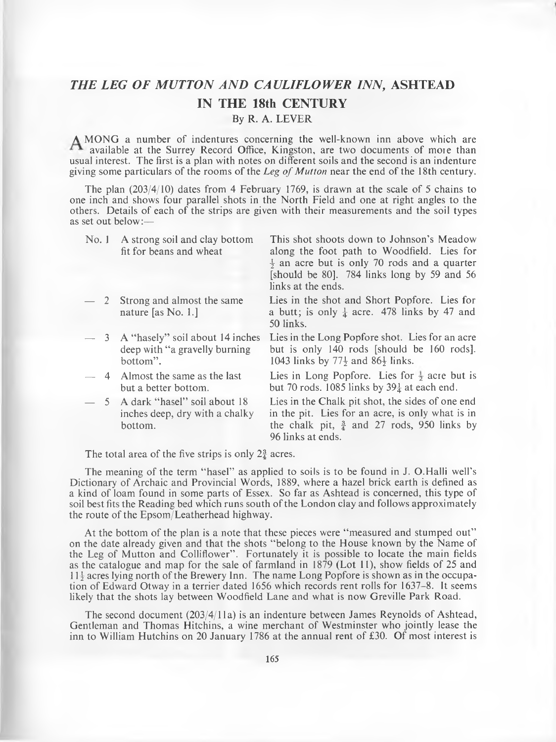# *THE LEG OF MUTTON AND CAULIFLOWER INN*, ASHTEAD IN THE 18th CENTURY

By R. A. LEVER

AMONG a number of indentures concerning the well-known inn above which are available at the Surrey Record Office, Kingston, are two documents of more than usual interest. The first is a plan with notes on different soils and the second is an indenture giving some particulars of the rooms of the *Leg of Mutton* near the end of the 18th century.

The plan (203/4/10) dates from 4 February 1769, is drawn at the scale of 5 chains to one inch and shows four parallel shots in the North Field and one at right angles to the others. Details of each of the strips are given with their measurements and the soil types as set out below:—

| | | |
|---|---|---|
| No. 1 | A strong soil and clay bottom fit for beans and wheat | This shot shoots down to Johnson's Meadow along the foot path to Woodfield. Lies for $\frac{1}{2}$ an acre but is only 70 rods and a quarter [should be 80]. 784 links long by 59 and 56 links at the ends. |
| — 2 | Strong and almost the same nature [as No. 1.] | Lies in the shot and Short Popfore. Lies for a butt; is only $\frac{1}{4}$ acre. 478 links by 47 and 50 links. |
| — 3 | A "hasely" soil about 14 inches deep with "a gravelly burning bottom". | Lies in the Long Popfore shot. Lies for an acre but is only 140 rods [should be 160 rods]. 1043 links by $77\frac{1}{2}$ and $86\frac{1}{2}$ links. |
| — 4 | Almost the same as the last but a better bottom. | Lies in Long Popfore. Lies for $\frac{1}{2}$ acre but is but 70 rods. 1085 links by $39\frac{1}{4}$ at each end. |
| — 5 | A dark "hasel" soil about 18 inches deep, dry with a chalky bottom. | Lies in the Chalk pit shot, the sides of one end in the pit. Lies for an acre, is only what is in the chalk pit, $\frac{3}{4}$ and 27 rods, 950 links by 96 links at ends. |

The total area of the five strips is only $2\frac{3}{4}$ acres.

The meaning of the term "hasel" as applied to soils is to be found in J. O.Halli well's Dictionary of Archaic and Provincial Words, 1889, where a hazel brick earth is defined as a kind of loam found in some parts of Essex. So far as Ashtead is concerned, this type of soil best fits the Reading bed which runs south of the London clay and follows approximately the route of the Epsom/Leatherhead highway.

At the bottom of the plan is a note that these pieces were "measured and stumped out" on the date already given and that the shots "belong to the House known by the Name of the Leg of Mutton and Colliflower". Fortunately it is possible to locate the main fields as the catalogue and map for the sale of farmland in 1879 (Lot 11), show fields of 25 and $11\frac{1}{2}$ acres lying north of the Brewery Inn. The name Long Popfore is shown as in the occupation of Edward Otway in a terrier dated 1656 which records rent rolls for 1637–8. It seems likely that the shots lay between Woodfield Lane and what is now Greville Park Road.

The second document (203/4/11a) is an indenture between James Reynolds of Ashtead, Gentleman and Thomas Hitchins, a wine merchant of Westminster who jointly lease the inn to William Hutchins on 20 January 1786 at the annual rent of £30. Of most interest is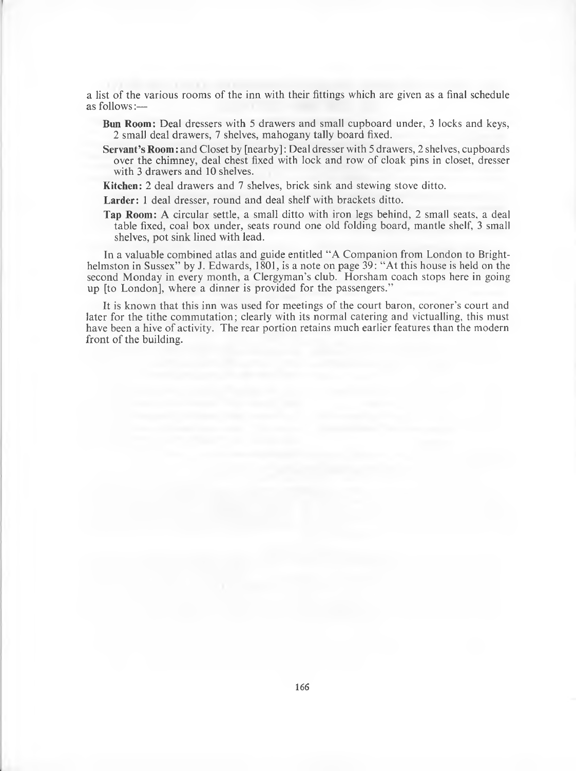a list of the various rooms of the inn with their fittings which are given as a final schedule as follows:—

**Bun Room:** Deal dressers with 5 drawers and small cupboard under, 3 locks and keys, 2 small deal drawers, 7 shelves, mahogany tally board fixed.

**Servant's Room:** and Closet by [nearby]: Deal dresser with 5 drawers, 2 shelves, cupboards over the chimney, deal chest fixed with lock and row of cloak pins in closet, dresser with 3 drawers and 10 shelves.

**Kitchen:** 2 deal drawers and 7 shelves, brick sink and stewing stove ditto.

**Larder:** 1 deal dresser, round and deal shelf with brackets ditto.

**Tap Room:** A circular settle, a small ditto with iron legs behind, 2 small seats, a deal table fixed, coal box under, seats round one old folding board, mantle shelf, 3 small shelves, pot sink lined with lead.

In a valuable combined atlas and guide entitled "A Companion from London to Brighthelmston in Sussex" by J. Edwards, 1801, is a note on page 39: "At this house is held on the second Monday in every month, a Clergyman's club. Horsham coach stops here in going up [to London], where a dinner is provided for the passengers."

It is known that this inn was used for meetings of the court baron, coroner's court and later for the tithe commutation; clearly with its normal catering and victualling, this must have been a hive of activity. The rear portion retains much earlier features than the modern front of the building.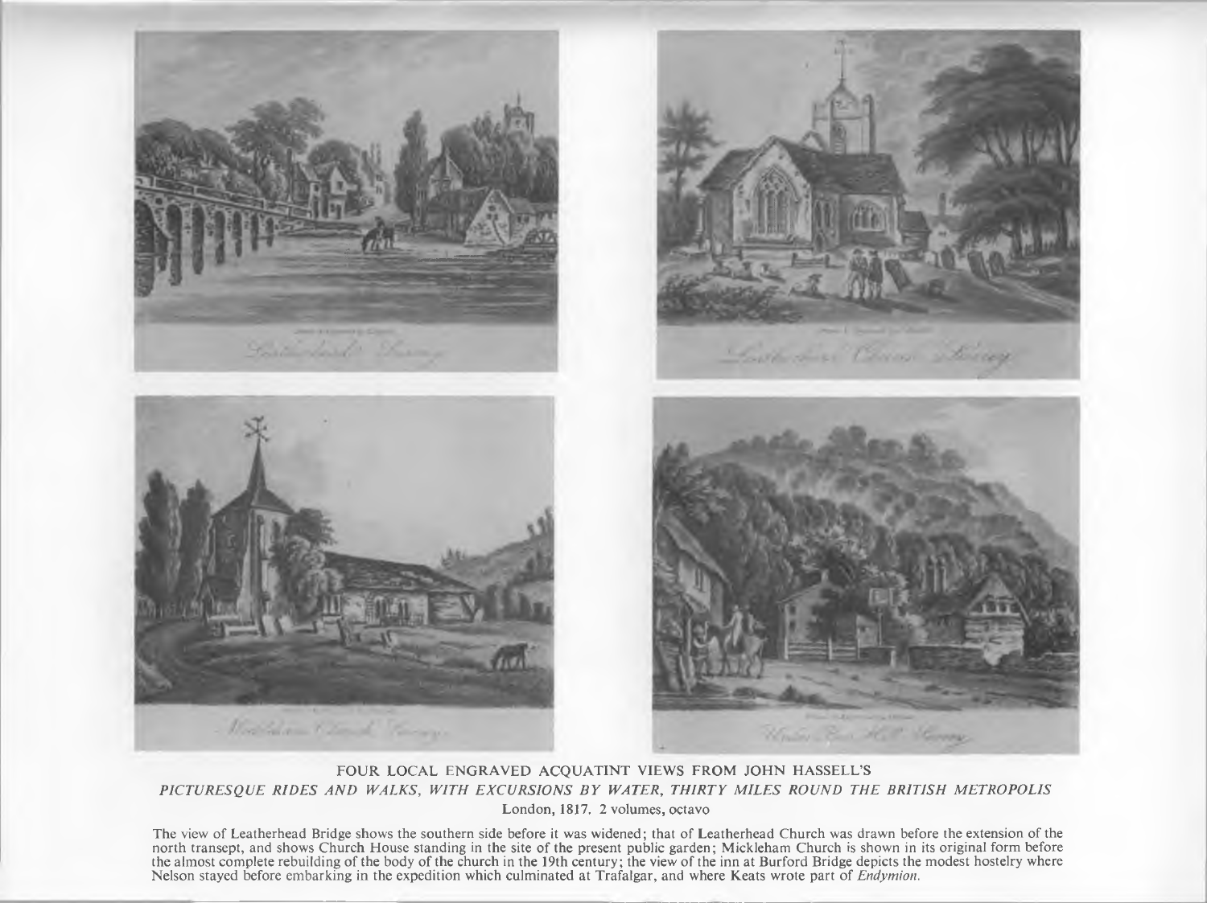FOUR LOCAL ENGRAVED ACQUATINT VIEWS FROM JOHN HASSELL'S

*PICTURESQUE RIDES AND WALKS, WITH EXCURSIONS BY WATER, THIRTY MILES ROUND THE BRITISH METROPOLIS*

London, 1817. 2 volumes, octavo

The view of Leatherhead Bridge shows the southern side before it was widened; that of Leatherhead Church was drawn before the extension of the north transept, and shows Church House standing in the site of the present public garden; Mickleham Church is shown in its original form before the almost complete rebuilding of the body of the church in the 19th century; the view of the inn at Burford Bridge depicts the modest hostelry where Nelson stayed before embarking in the expedition which culminated at Trafalgar, and where Keats wrote part of *Endymion*.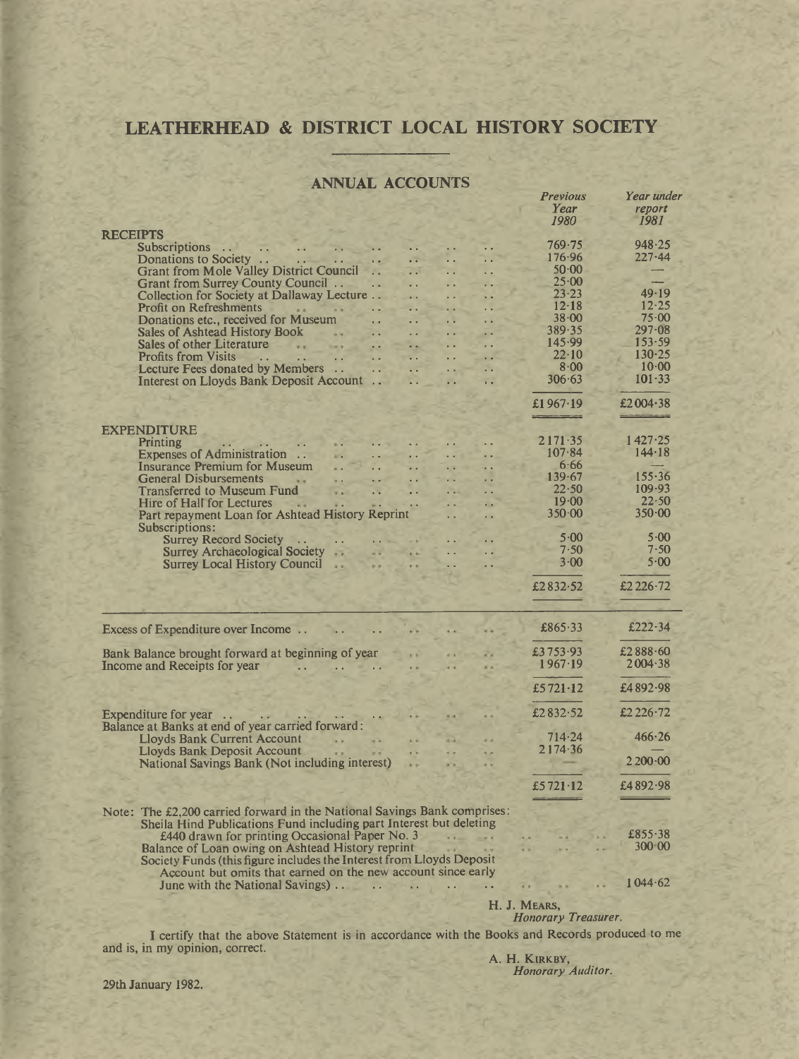# LEATHERHEAD & DISTRICT LOCAL HISTORY SOCIETY

## ANNUAL ACCOUNTS

| | *Previous Year 1980* | *Year under report 1981* |
|---|---|---|
| **RECEIPTS** | | |
| Subscriptions | 769·75 | 948·25 |
| Donations to Society | 176·96 | 227·44 |
| Grant from Mole Valley District Council | 50·00 | — |
| Grant from Surrey County Council | 25·00 | — |
| Collection for Society at Dallaway Lecture | 23·23 | 49·19 |
| Profit on Refreshments | 12·18 | 12·25 |
| Donations etc., received for Museum | 38·00 | 75·00 |
| Sales of Ashtead History Book | 389·35 | 297·08 |
| Sales of other Literature | 145·99 | 153·59 |
| Profits from Visits | 22·10 | 130·25 |
| Lecture Fees donated by Members | 8·00 | 10·00 |
| Interest on Lloyds Bank Deposit Account | 306·63 | 101·33 |
| | £1967·19 | £2004·38 |
| **EXPENDITURE** | | |
| Printing | 2171·35 | 1427·25 |
| Expenses of Administration | 107·84 | 144·18 |
| Insurance Premium for Museum | 6·66 | — |
| General Disbursements | 139·67 | 155·36 |
| Transferred to Museum Fund | 22·50 | 109·93 |
| Hire of Hall for Lectures | 19·00 | 22·50 |
| Part repayment Loan for Ashtead History Reprint | 350·00 | 350·00 |
| Subscriptions: | | |
| Surrey Record Society | 5·00 | 5·00 |
| Surrey Archaeological Society | 7·50 | 7·50 |
| Surrey Local History Council | 3·00 | 5·00 |
| | £2832·52 | £2226·72 |
| Excess of Expenditure over Income | £865·33 | £222·34 |
| Bank Balance brought forward at beginning of year | £3753·93 | £2888·60 |
| Income and Receipts for year | 1967·19 | 2004·38 |
| | £5721·12 | £4892·98 |
| Expenditure for year | £2832·52 | £2226·72 |
| Balance at Banks at end of year carried forward: | | |
| Lloyds Bank Current Account | 714·24 | 466·26 |
| Lloyds Bank Deposit Account | 2174·36 | — |
| National Savings Bank (Not including interest) | — | 2200·00 |
| | £5721·12 | £4892·98 |

Note: The £2,200 carried forward in the National Savings Bank comprises:

| | |
|---|---|
| Sheila Hind Publications Fund including part Interest but deleting £440 drawn for printing Occasional Paper No. 3 | £855·38 |
| Balance of Loan owing on Ashtead History reprint | 300·00 |
| Society Funds (this figure includes the Interest from Lloyds Deposit Account but omits that earned on the new account since early June with the National Savings) | 1044·62 |

H. J. MEARS,
*Honorary Treasurer.*

I certify that the above Statement is in accordance with the Books and Records produced to me and is, in my opinion, correct.

A. H. KIRKBY,
*Honorary Auditor.*

29th January 1982.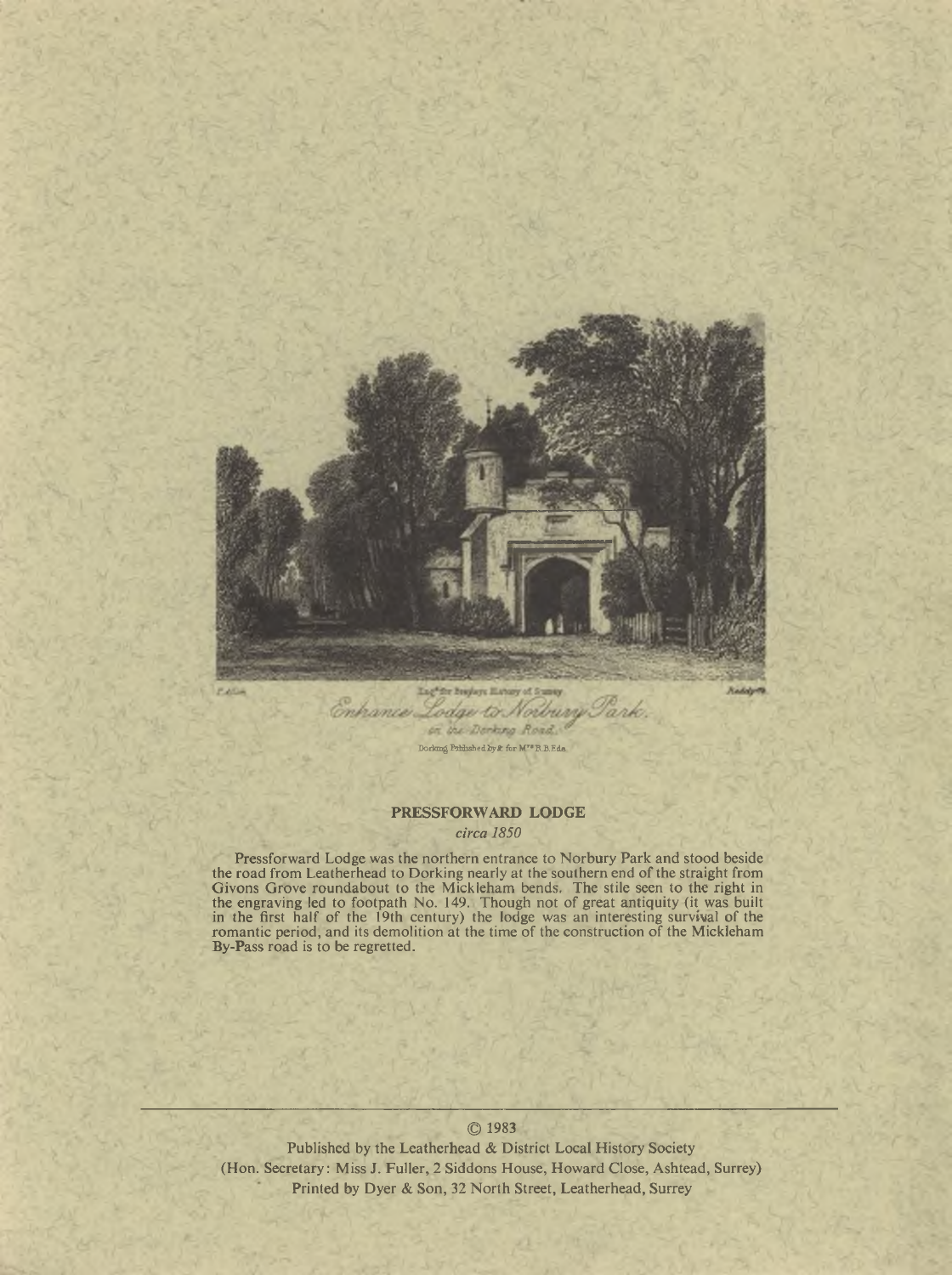Eng^d for Brayley's History of Surrey

*Entrance Lodge to Norbury Park.*

*on the Dorking Road.*

Dorking Published by & for M^rs R.B.Eds

**PRESSFORWARD LODGE**

*circa 1850*

Pressforward Lodge was the northern entrance to Norbury Park and stood beside the road from Leatherhead to Dorking nearly at the southern end of the straight from Givons Grove roundabout to the Mickleham bends. The stile seen to the right in the engraving led to footpath No. 149. Though not of great antiquity (it was built in the first half of the 19th century) the lodge was an interesting survival of the romantic period, and its demolition at the time of the construction of the Mickleham By-Pass road is to be regretted.

---

© 1983

Published by the Leatherhead & District Local History Society
(Hon. Secretary: Miss J. Fuller, 2 Siddons House, Howard Close, Ashtead, Surrey)
Printed by Dyer & Son, 32 North Street, Leatherhead, Surrey